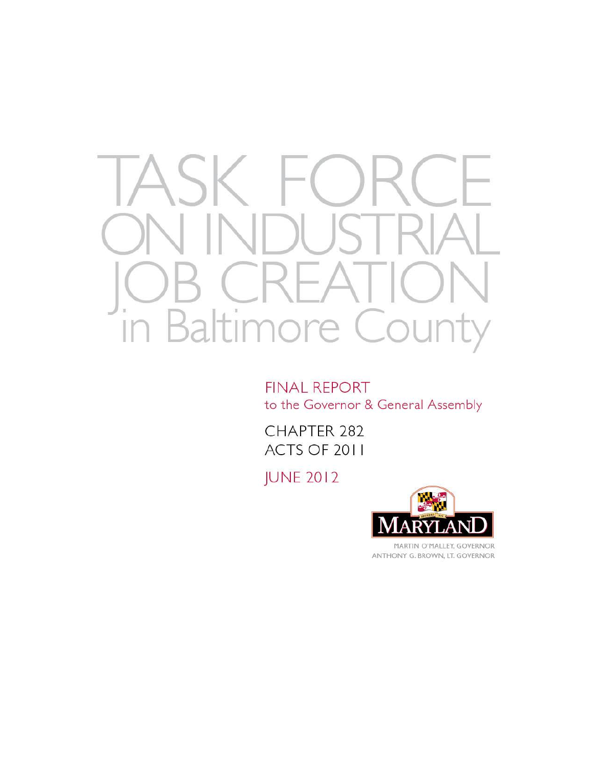# TASK FORCE ON INDUSTRIAL JOB CREATION in Baltimore County

FINAL REPORT
to the Governor & General Assembly

CHAPTER 282
ACTS OF 2011

JUNE 2012

MARYLAND

MARTIN O'MALLEY, GOVERNOR
ANTHONY G. BROWN, LT. GOVERNOR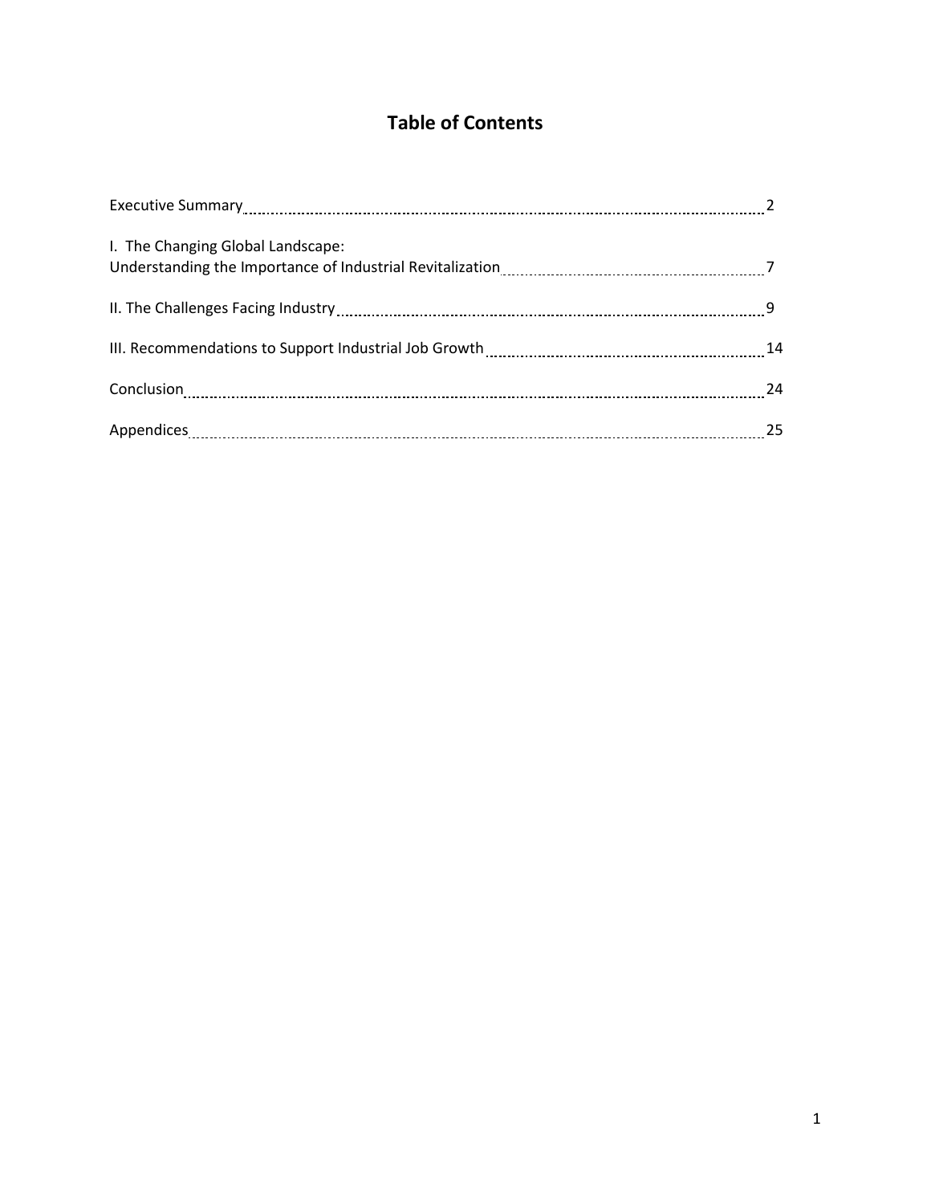# Table of Contents

| | |
|---|---|
| Executive Summary | 2 |
| I. The Changing Global Landscape: Understanding the Importance of Industrial Revitalization | 7 |
| II. The Challenges Facing Industry | 9 |
| III. Recommendations to Support Industrial Job Growth | 14 |
| Conclusion | 24 |
| Appendices | 25 |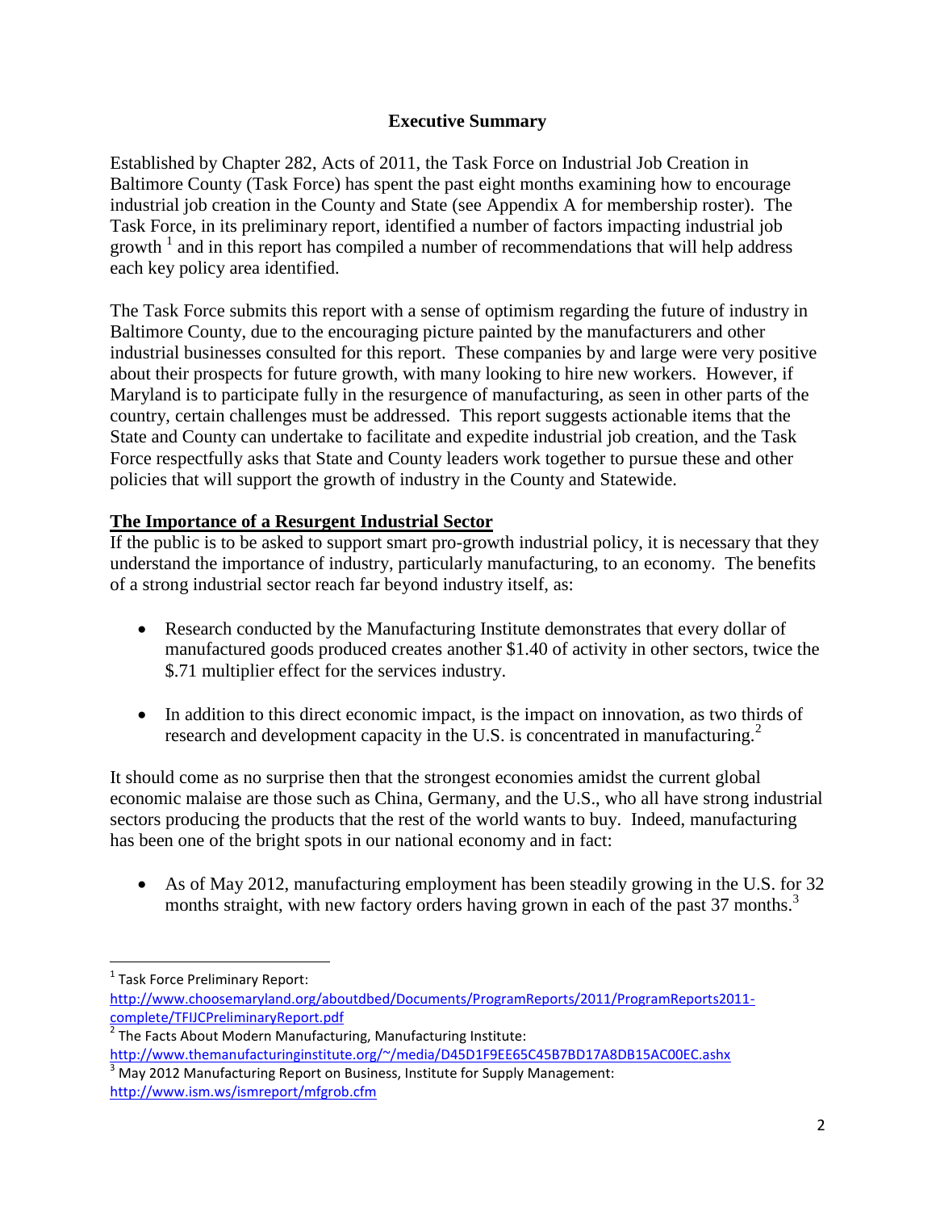## Executive Summary

Established by Chapter 282, Acts of 2011, the Task Force on Industrial Job Creation in Baltimore County (Task Force) has spent the past eight months examining how to encourage industrial job creation in the County and State (see Appendix A for membership roster). The Task Force, in its preliminary report, identified a number of factors impacting industrial job growth [1] and in this report has compiled a number of recommendations that will help address each key policy area identified.

The Task Force submits this report with a sense of optimism regarding the future of industry in Baltimore County, due to the encouraging picture painted by the manufacturers and other industrial businesses consulted for this report. These companies by and large were very positive about their prospects for future growth, with many looking to hire new workers. However, if Maryland is to participate fully in the resurgence of manufacturing, as seen in other parts of the country, certain challenges must be addressed. This report suggests actionable items that the State and County can undertake to facilitate and expedite industrial job creation, and the Task Force respectfully asks that State and County leaders work together to pursue these and other policies that will support the growth of industry in the County and Statewide.

### The Importance of a Resurgent Industrial Sector

If the public is to be asked to support smart pro-growth industrial policy, it is necessary that they understand the importance of industry, particularly manufacturing, to an economy. The benefits of a strong industrial sector reach far beyond industry itself, as:

- Research conducted by the Manufacturing Institute demonstrates that every dollar of manufactured goods produced creates another $1.40 of activity in other sectors, twice the $.71 multiplier effect for the services industry.

- In addition to this direct economic impact, is the impact on innovation, as two thirds of research and development capacity in the U.S. is concentrated in manufacturing.[2]

It should come as no surprise then that the strongest economies amidst the current global economic malaise are those such as China, Germany, and the U.S., who all have strong industrial sectors producing the products that the rest of the world wants to buy. Indeed, manufacturing has been one of the bright spots in our national economy and in fact:

- As of May 2012, manufacturing employment has been steadily growing in the U.S. for 32 months straight, with new factory orders having grown in each of the past 37 months.[3]

---

[1] Task Force Preliminary Report: http://www.choosemaryland.org/aboutdbed/Documents/ProgramReports/2011/ProgramReports2011-complete/TFIJCPreliminaryReport.pdf

[2] The Facts About Modern Manufacturing, Manufacturing Institute: http://www.themanufacturinginstitute.org/~/media/D45D1F9EE65C45B7BD17A8DB15AC00EC.ashx

[3] May 2012 Manufacturing Report on Business, Institute for Supply Management: http://www.ism.ws/ismreport/mfgrob.cfm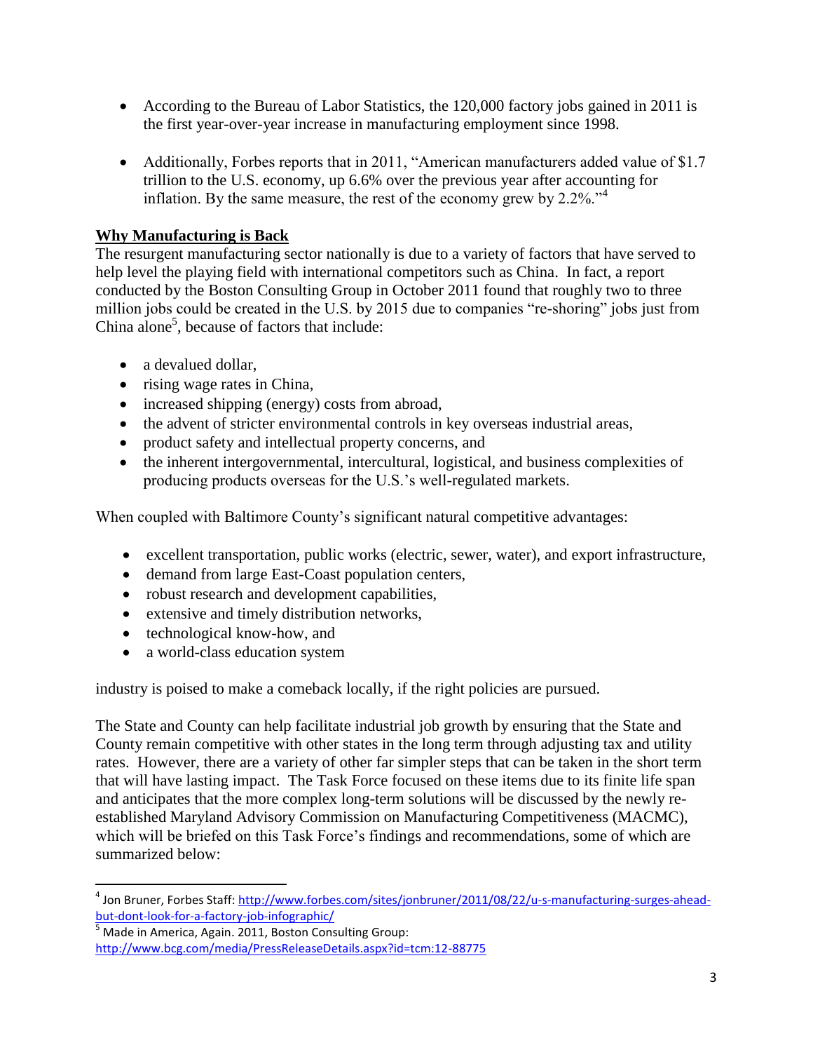- According to the Bureau of Labor Statistics, the 120,000 factory jobs gained in 2011 is the first year-over-year increase in manufacturing employment since 1998.

- Additionally, Forbes reports that in 2011, "American manufacturers added value of $1.7 trillion to the U.S. economy, up 6.6% over the previous year after accounting for inflation. By the same measure, the rest of the economy grew by 2.2%."[4]

**Why Manufacturing is Back**

The resurgent manufacturing sector nationally is due to a variety of factors that have served to help level the playing field with international competitors such as China. In fact, a report conducted by the Boston Consulting Group in October 2011 found that roughly two to three million jobs could be created in the U.S. by 2015 due to companies "re-shoring" jobs just from China alone[5], because of factors that include:

- a devalued dollar,
- rising wage rates in China,
- increased shipping (energy) costs from abroad,
- the advent of stricter environmental controls in key overseas industrial areas,
- product safety and intellectual property concerns, and
- the inherent intergovernmental, intercultural, logistical, and business complexities of producing products overseas for the U.S.'s well-regulated markets.

When coupled with Baltimore County's significant natural competitive advantages:

- excellent transportation, public works (electric, sewer, water), and export infrastructure,
- demand from large East-Coast population centers,
- robust research and development capabilities,
- extensive and timely distribution networks,
- technological know-how, and
- a world-class education system

industry is poised to make a comeback locally, if the right policies are pursued.

The State and County can help facilitate industrial job growth by ensuring that the State and County remain competitive with other states in the long term through adjusting tax and utility rates. However, there are a variety of other far simpler steps that can be taken in the short term that will have lasting impact. The Task Force focused on these items due to its finite life span and anticipates that the more complex long-term solutions will be discussed by the newly re-established Maryland Advisory Commission on Manufacturing Competitiveness (MACMC), which will be briefed on this Task Force's findings and recommendations, some of which are summarized below:

---

[4] Jon Bruner, Forbes Staff: http://www.forbes.com/sites/jonbruner/2011/08/22/u-s-manufacturing-surges-ahead-but-dont-look-for-a-factory-job-infographic/

[5] Made in America, Again. 2011, Boston Consulting Group: http://www.bcg.com/media/PressReleaseDetails.aspx?id=tcm:12-88775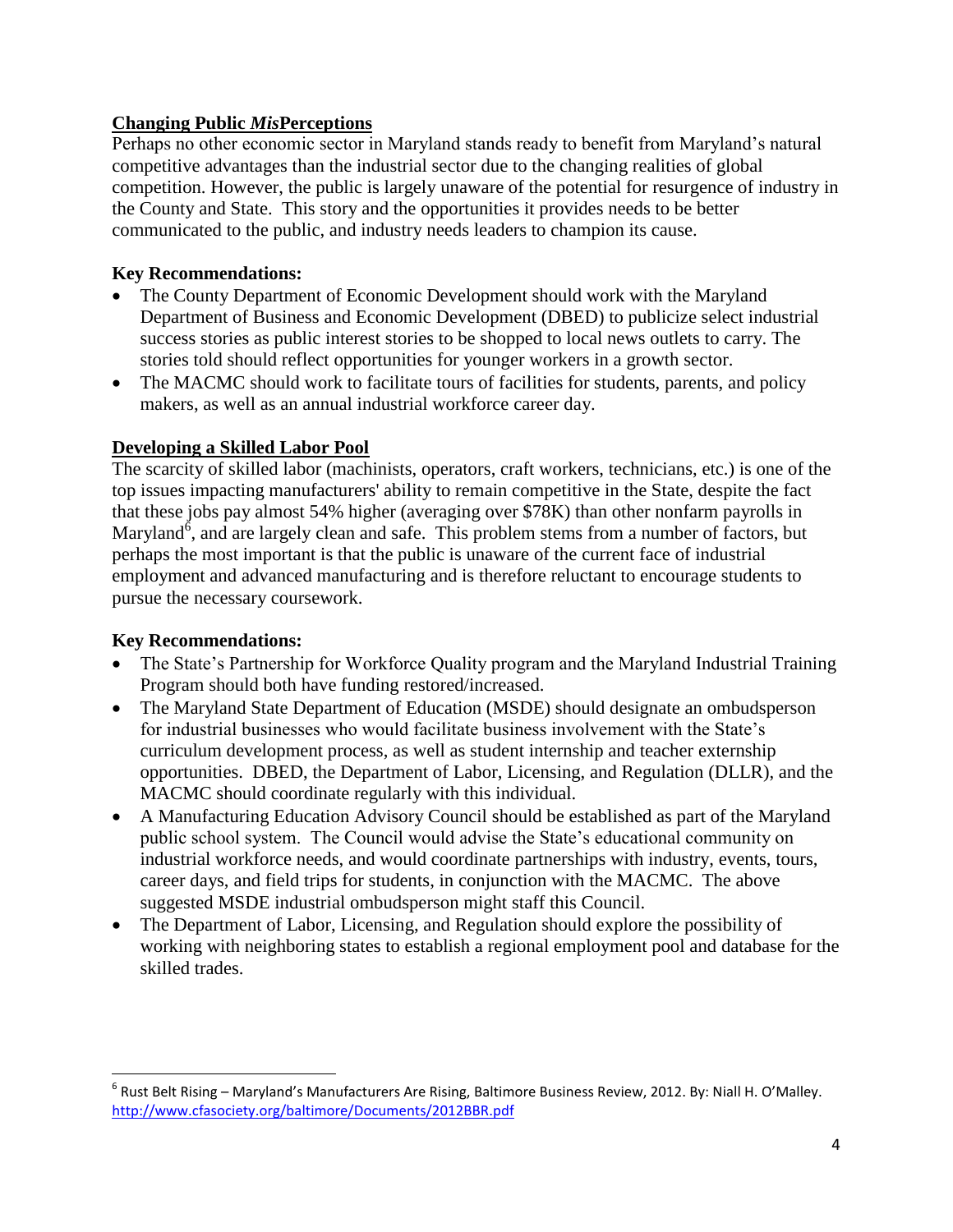## Changing Public *Mis*Perceptions

Perhaps no other economic sector in Maryland stands ready to benefit from Maryland's natural competitive advantages than the industrial sector due to the changing realities of global competition. However, the public is largely unaware of the potential for resurgence of industry in the County and State. This story and the opportunities it provides needs to be better communicated to the public, and industry needs leaders to champion its cause.

### Key Recommendations:

- The County Department of Economic Development should work with the Maryland Department of Business and Economic Development (DBED) to publicize select industrial success stories as public interest stories to be shopped to local news outlets to carry. The stories told should reflect opportunities for younger workers in a growth sector.
- The MACMC should work to facilitate tours of facilities for students, parents, and policy makers, as well as an annual industrial workforce career day.

## Developing a Skilled Labor Pool

The scarcity of skilled labor (machinists, operators, craft workers, technicians, etc.) is one of the top issues impacting manufacturers' ability to remain competitive in the State, despite the fact that these jobs pay almost 54% higher (averaging over $78K) than other nonfarm payrolls in Maryland[6], and are largely clean and safe. This problem stems from a number of factors, but perhaps the most important is that the public is unaware of the current face of industrial employment and advanced manufacturing and is therefore reluctant to encourage students to pursue the necessary coursework.

### Key Recommendations:

- The State's Partnership for Workforce Quality program and the Maryland Industrial Training Program should both have funding restored/increased.
- The Maryland State Department of Education (MSDE) should designate an ombudsperson for industrial businesses who would facilitate business involvement with the State's curriculum development process, as well as student internship and teacher externship opportunities. DBED, the Department of Labor, Licensing, and Regulation (DLLR), and the MACMC should coordinate regularly with this individual.
- A Manufacturing Education Advisory Council should be established as part of the Maryland public school system. The Council would advise the State's educational community on industrial workforce needs, and would coordinate partnerships with industry, events, tours, career days, and field trips for students, in conjunction with the MACMC. The above suggested MSDE industrial ombudsperson might staff this Council.
- The Department of Labor, Licensing, and Regulation should explore the possibility of working with neighboring states to establish a regional employment pool and database for the skilled trades.

---

[6] Rust Belt Rising – Maryland's Manufacturers Are Rising, Baltimore Business Review, 2012. By: Niall H. O'Malley. http://www.cfasociety.org/baltimore/Documents/2012BBR.pdf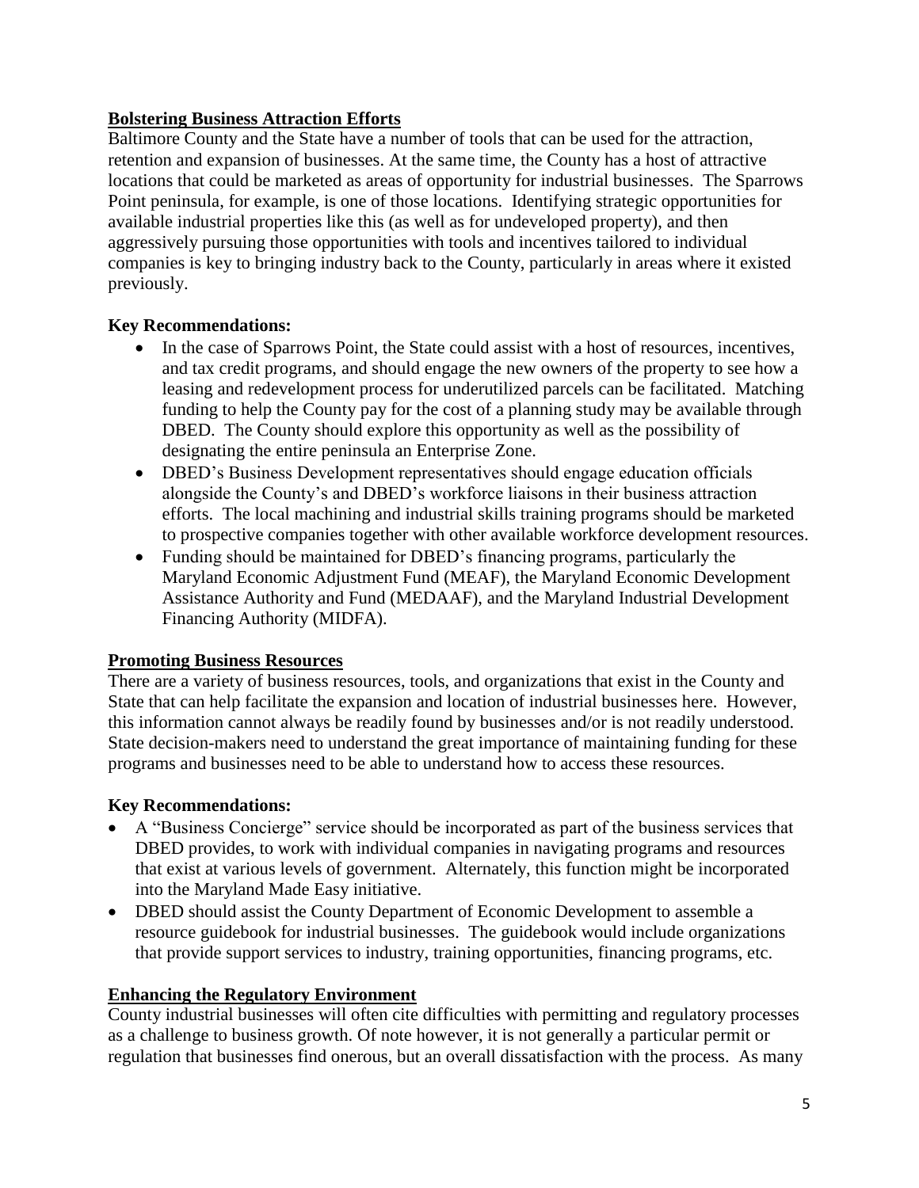## Bolstering Business Attraction Efforts

Baltimore County and the State have a number of tools that can be used for the attraction, retention and expansion of businesses. At the same time, the County has a host of attractive locations that could be marketed as areas of opportunity for industrial businesses. The Sparrows Point peninsula, for example, is one of those locations. Identifying strategic opportunities for available industrial properties like this (as well as for undeveloped property), and then aggressively pursuing those opportunities with tools and incentives tailored to individual companies is key to bringing industry back to the County, particularly in areas where it existed previously.

### Key Recommendations:

- In the case of Sparrows Point, the State could assist with a host of resources, incentives, and tax credit programs, and should engage the new owners of the property to see how a leasing and redevelopment process for underutilized parcels can be facilitated. Matching funding to help the County pay for the cost of a planning study may be available through DBED. The County should explore this opportunity as well as the possibility of designating the entire peninsula an Enterprise Zone.
- DBED's Business Development representatives should engage education officials alongside the County's and DBED's workforce liaisons in their business attraction efforts. The local machining and industrial skills training programs should be marketed to prospective companies together with other available workforce development resources.
- Funding should be maintained for DBED's financing programs, particularly the Maryland Economic Adjustment Fund (MEAF), the Maryland Economic Development Assistance Authority and Fund (MEDAAF), and the Maryland Industrial Development Financing Authority (MIDFA).

## Promoting Business Resources

There are a variety of business resources, tools, and organizations that exist in the County and State that can help facilitate the expansion and location of industrial businesses here. However, this information cannot always be readily found by businesses and/or is not readily understood. State decision-makers need to understand the great importance of maintaining funding for these programs and businesses need to be able to understand how to access these resources.

### Key Recommendations:

- A "Business Concierge" service should be incorporated as part of the business services that DBED provides, to work with individual companies in navigating programs and resources that exist at various levels of government. Alternately, this function might be incorporated into the Maryland Made Easy initiative.
- DBED should assist the County Department of Economic Development to assemble a resource guidebook for industrial businesses. The guidebook would include organizations that provide support services to industry, training opportunities, financing programs, etc.

## Enhancing the Regulatory Environment

County industrial businesses will often cite difficulties with permitting and regulatory processes as a challenge to business growth. Of note however, it is not generally a particular permit or regulation that businesses find onerous, but an overall dissatisfaction with the process. As many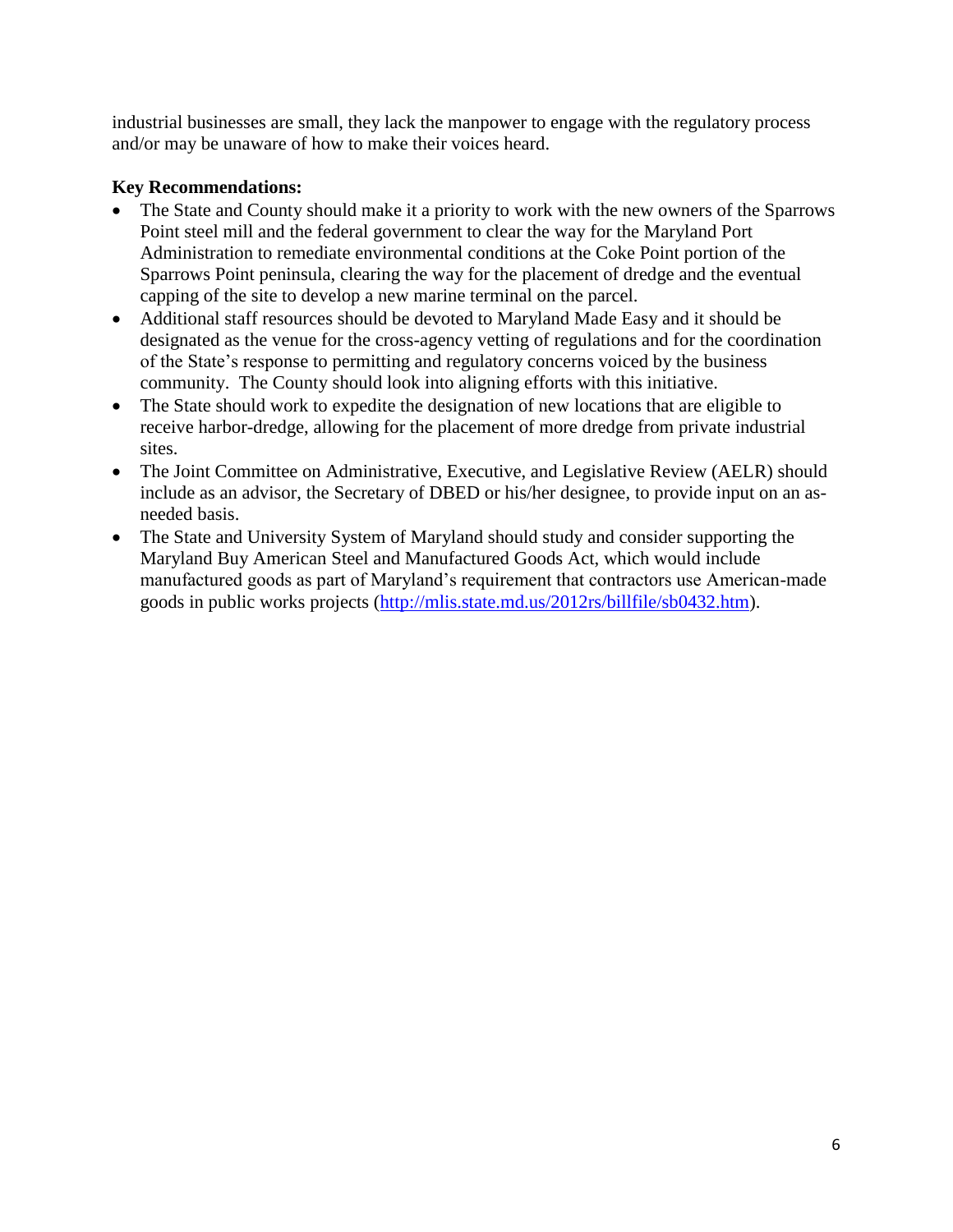industrial businesses are small, they lack the manpower to engage with the regulatory process and/or may be unaware of how to make their voices heard.

**Key Recommendations:**

- The State and County should make it a priority to work with the new owners of the Sparrows Point steel mill and the federal government to clear the way for the Maryland Port Administration to remediate environmental conditions at the Coke Point portion of the Sparrows Point peninsula, clearing the way for the placement of dredge and the eventual capping of the site to develop a new marine terminal on the parcel.
- Additional staff resources should be devoted to Maryland Made Easy and it should be designated as the venue for the cross-agency vetting of regulations and for the coordination of the State's response to permitting and regulatory concerns voiced by the business community. The County should look into aligning efforts with this initiative.
- The State should work to expedite the designation of new locations that are eligible to receive harbor-dredge, allowing for the placement of more dredge from private industrial sites.
- The Joint Committee on Administrative, Executive, and Legislative Review (AELR) should include as an advisor, the Secretary of DBED or his/her designee, to provide input on an as-needed basis.
- The State and University System of Maryland should study and consider supporting the Maryland Buy American Steel and Manufactured Goods Act, which would include manufactured goods as part of Maryland's requirement that contractors use American-made goods in public works projects (http://mlis.state.md.us/2012rs/billfile/sb0432.htm).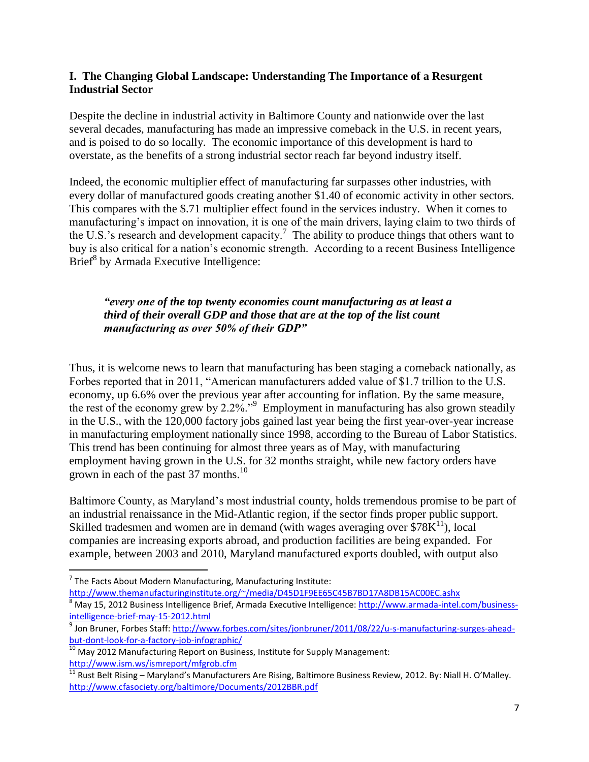### I. The Changing Global Landscape: Understanding The Importance of a Resurgent Industrial Sector

Despite the decline in industrial activity in Baltimore County and nationwide over the last several decades, manufacturing has made an impressive comeback in the U.S. in recent years, and is poised to do so locally. The economic importance of this development is hard to overstate, as the benefits of a strong industrial sector reach far beyond industry itself.

Indeed, the economic multiplier effect of manufacturing far surpasses other industries, with every dollar of manufactured goods creating another $1.40 of economic activity in other sectors. This compares with the $.71 multiplier effect found in the services industry. When it comes to manufacturing's impact on innovation, it is one of the main drivers, laying claim to two thirds of the U.S.'s research and development capacity.[7] The ability to produce things that others want to buy is also critical for a nation's economic strength. According to a recent Business Intelligence Brief[8] by Armada Executive Intelligence:

> ***"every one of the top twenty economies count manufacturing as at least a third of their overall GDP and those that are at the top of the list count manufacturing as over 50% of their GDP"***

Thus, it is welcome news to learn that manufacturing has been staging a comeback nationally, as Forbes reported that in 2011, "American manufacturers added value of $1.7 trillion to the U.S. economy, up 6.6% over the previous year after accounting for inflation. By the same measure, the rest of the economy grew by 2.2%."[9] Employment in manufacturing has also grown steadily in the U.S., with the 120,000 factory jobs gained last year being the first year-over-year increase in manufacturing employment nationally since 1998, according to the Bureau of Labor Statistics. This trend has been continuing for almost three years as of May, with manufacturing employment having grown in the U.S. for 32 months straight, while new factory orders have grown in each of the past 37 months.[10]

Baltimore County, as Maryland's most industrial county, holds tremendous promise to be part of an industrial renaissance in the Mid-Atlantic region, if the sector finds proper public support. Skilled tradesmen and women are in demand (with wages averaging over $78K[11]), local companies are increasing exports abroad, and production facilities are being expanded. For example, between 2003 and 2010, Maryland manufactured exports doubled, with output also

---

[7] The Facts About Modern Manufacturing, Manufacturing Institute: http://www.themanufacturinginstitute.org/~/media/D45D1F9EE65C45B7BD17A8DB15AC00EC.ashx

[8] May 15, 2012 Business Intelligence Brief, Armada Executive Intelligence: http://www.armada-intel.com/business-intelligence-brief-may-15-2012.html

[9] Jon Bruner, Forbes Staff: http://www.forbes.com/sites/jonbruner/2011/08/22/u-s-manufacturing-surges-ahead-but-dont-look-for-a-factory-job-infographic/

[10] May 2012 Manufacturing Report on Business, Institute for Supply Management: http://www.ism.ws/ismreport/mfgrob.cfm

[11] Rust Belt Rising – Maryland's Manufacturers Are Rising, Baltimore Business Review, 2012. By: Niall H. O'Malley. http://www.cfasociety.org/baltimore/Documents/2012BBR.pdf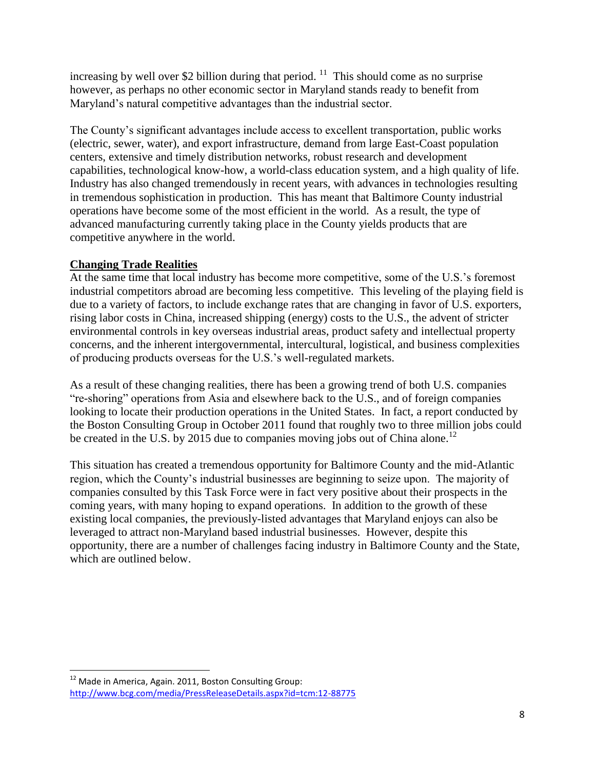increasing by well over $2 billion during that period. [11] This should come as no surprise however, as perhaps no other economic sector in Maryland stands ready to benefit from Maryland's natural competitive advantages than the industrial sector.

The County's significant advantages include access to excellent transportation, public works (electric, sewer, water), and export infrastructure, demand from large East-Coast population centers, extensive and timely distribution networks, robust research and development capabilities, technological know-how, a world-class education system, and a high quality of life. Industry has also changed tremendously in recent years, with advances in technologies resulting in tremendous sophistication in production. This has meant that Baltimore County industrial operations have become some of the most efficient in the world. As a result, the type of advanced manufacturing currently taking place in the County yields products that are competitive anywhere in the world.

## Changing Trade Realities

At the same time that local industry has become more competitive, some of the U.S.'s foremost industrial competitors abroad are becoming less competitive. This leveling of the playing field is due to a variety of factors, to include exchange rates that are changing in favor of U.S. exporters, rising labor costs in China, increased shipping (energy) costs to the U.S., the advent of stricter environmental controls in key overseas industrial areas, product safety and intellectual property concerns, and the inherent intergovernmental, intercultural, logistical, and business complexities of producing products overseas for the U.S.'s well-regulated markets.

As a result of these changing realities, there has been a growing trend of both U.S. companies "re-shoring" operations from Asia and elsewhere back to the U.S., and of foreign companies looking to locate their production operations in the United States. In fact, a report conducted by the Boston Consulting Group in October 2011 found that roughly two to three million jobs could be created in the U.S. by 2015 due to companies moving jobs out of China alone.[12]

This situation has created a tremendous opportunity for Baltimore County and the mid-Atlantic region, which the County's industrial businesses are beginning to seize upon. The majority of companies consulted by this Task Force were in fact very positive about their prospects in the coming years, with many hoping to expand operations. In addition to the growth of these existing local companies, the previously-listed advantages that Maryland enjoys can also be leveraged to attract non-Maryland based industrial businesses. However, despite this opportunity, there are a number of challenges facing industry in Baltimore County and the State, which are outlined below.

---

[12] Made in America, Again. 2011, Boston Consulting Group: http://www.bcg.com/media/PressReleaseDetails.aspx?id=tcm:12-88775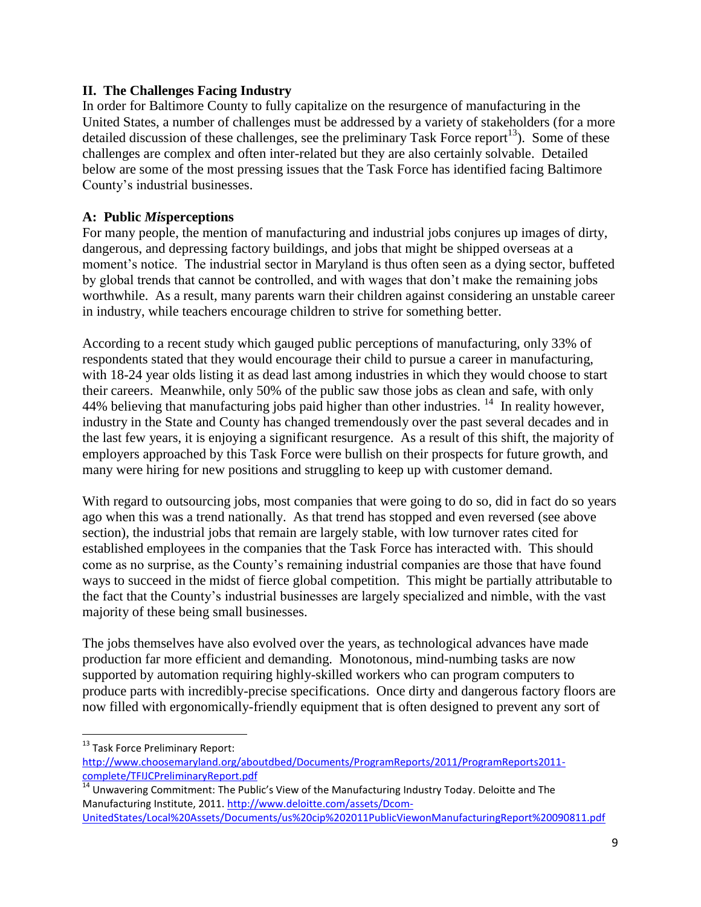## II. The Challenges Facing Industry

In order for Baltimore County to fully capitalize on the resurgence of manufacturing in the United States, a number of challenges must be addressed by a variety of stakeholders (for a more detailed discussion of these challenges, see the preliminary Task Force report[13]). Some of these challenges are complex and often inter-related but they are also certainly solvable. Detailed below are some of the most pressing issues that the Task Force has identified facing Baltimore County's industrial businesses.

### A: Public *Mis*perceptions

For many people, the mention of manufacturing and industrial jobs conjures up images of dirty, dangerous, and depressing factory buildings, and jobs that might be shipped overseas at a moment's notice. The industrial sector in Maryland is thus often seen as a dying sector, buffeted by global trends that cannot be controlled, and with wages that don't make the remaining jobs worthwhile. As a result, many parents warn their children against considering an unstable career in industry, while teachers encourage children to strive for something better.

According to a recent study which gauged public perceptions of manufacturing, only 33% of respondents stated that they would encourage their child to pursue a career in manufacturing, with 18-24 year olds listing it as dead last among industries in which they would choose to start their careers. Meanwhile, only 50% of the public saw those jobs as clean and safe, with only 44% believing that manufacturing jobs paid higher than other industries. [14] In reality however, industry in the State and County has changed tremendously over the past several decades and in the last few years, it is enjoying a significant resurgence. As a result of this shift, the majority of employers approached by this Task Force were bullish on their prospects for future growth, and many were hiring for new positions and struggling to keep up with customer demand.

With regard to outsourcing jobs, most companies that were going to do so, did in fact do so years ago when this was a trend nationally. As that trend has stopped and even reversed (see above section), the industrial jobs that remain are largely stable, with low turnover rates cited for established employees in the companies that the Task Force has interacted with. This should come as no surprise, as the County's remaining industrial companies are those that have found ways to succeed in the midst of fierce global competition. This might be partially attributable to the fact that the County's industrial businesses are largely specialized and nimble, with the vast majority of these being small businesses.

The jobs themselves have also evolved over the years, as technological advances have made production far more efficient and demanding. Monotonous, mind-numbing tasks are now supported by automation requiring highly-skilled workers who can program computers to produce parts with incredibly-precise specifications. Once dirty and dangerous factory floors are now filled with ergonomically-friendly equipment that is often designed to prevent any sort of

---

[13] Task Force Preliminary Report: http://www.choosemaryland.org/aboutdbed/Documents/ProgramReports/2011/ProgramReports2011-complete/TFIJCPreliminaryReport.pdf

[14] Unwavering Commitment: The Public's View of the Manufacturing Industry Today. Deloitte and The Manufacturing Institute, 2011. http://www.deloitte.com/assets/Dcom-UnitedStates/Local%20Assets/Documents/us%20cip%202011PublicViewonManufacturingReport%20090811.pdf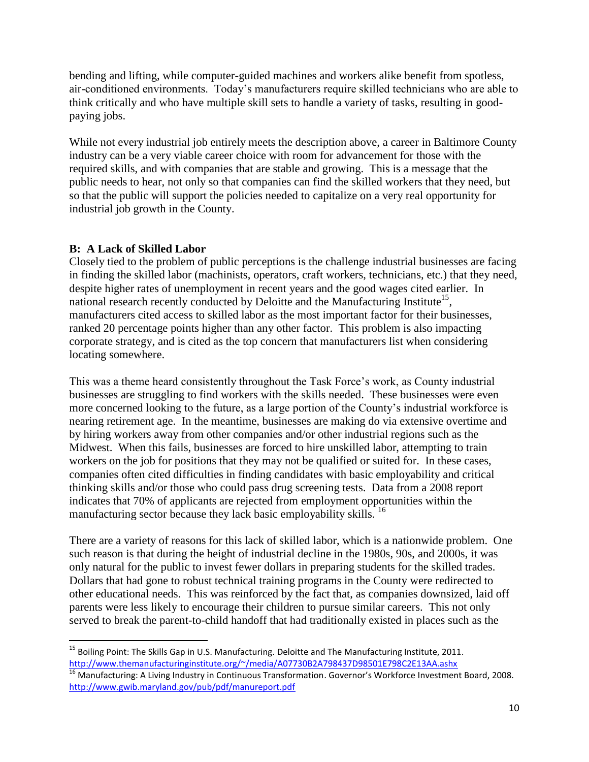bending and lifting, while computer-guided machines and workers alike benefit from spotless, air-conditioned environments. Today's manufacturers require skilled technicians who are able to think critically and who have multiple skill sets to handle a variety of tasks, resulting in good-paying jobs.

While not every industrial job entirely meets the description above, a career in Baltimore County industry can be a very viable career choice with room for advancement for those with the required skills, and with companies that are stable and growing. This is a message that the public needs to hear, not only so that companies can find the skilled workers that they need, but so that the public will support the policies needed to capitalize on a very real opportunity for industrial job growth in the County.

### B: A Lack of Skilled Labor

Closely tied to the problem of public perceptions is the challenge industrial businesses are facing in finding the skilled labor (machinists, operators, craft workers, technicians, etc.) that they need, despite higher rates of unemployment in recent years and the good wages cited earlier. In national research recently conducted by Deloitte and the Manufacturing Institute[15], manufacturers cited access to skilled labor as the most important factor for their businesses, ranked 20 percentage points higher than any other factor. This problem is also impacting corporate strategy, and is cited as the top concern that manufacturers list when considering locating somewhere.

This was a theme heard consistently throughout the Task Force's work, as County industrial businesses are struggling to find workers with the skills needed. These businesses were even more concerned looking to the future, as a large portion of the County's industrial workforce is nearing retirement age. In the meantime, businesses are making do via extensive overtime and by hiring workers away from other companies and/or other industrial regions such as the Midwest. When this fails, businesses are forced to hire unskilled labor, attempting to train workers on the job for positions that they may not be qualified or suited for. In these cases, companies often cited difficulties in finding candidates with basic employability and critical thinking skills and/or those who could pass drug screening tests. Data from a 2008 report indicates that 70% of applicants are rejected from employment opportunities within the manufacturing sector because they lack basic employability skills.[16]

There are a variety of reasons for this lack of skilled labor, which is a nationwide problem. One such reason is that during the height of industrial decline in the 1980s, 90s, and 2000s, it was only natural for the public to invest fewer dollars in preparing students for the skilled trades. Dollars that had gone to robust technical training programs in the County were redirected to other educational needs. This was reinforced by the fact that, as companies downsized, laid off parents were less likely to encourage their children to pursue similar careers. This not only served to break the parent-to-child handoff that had traditionally existed in places such as the

---

[15] Boiling Point: The Skills Gap in U.S. Manufacturing. Deloitte and The Manufacturing Institute, 2011. http://www.themanufacturinginstitute.org/~/media/A07730B2A798437D98501E798C2E13AA.ashx

[16] Manufacturing: A Living Industry in Continuous Transformation. Governor's Workforce Investment Board, 2008. http://www.gwib.maryland.gov/pub/pdf/manureport.pdf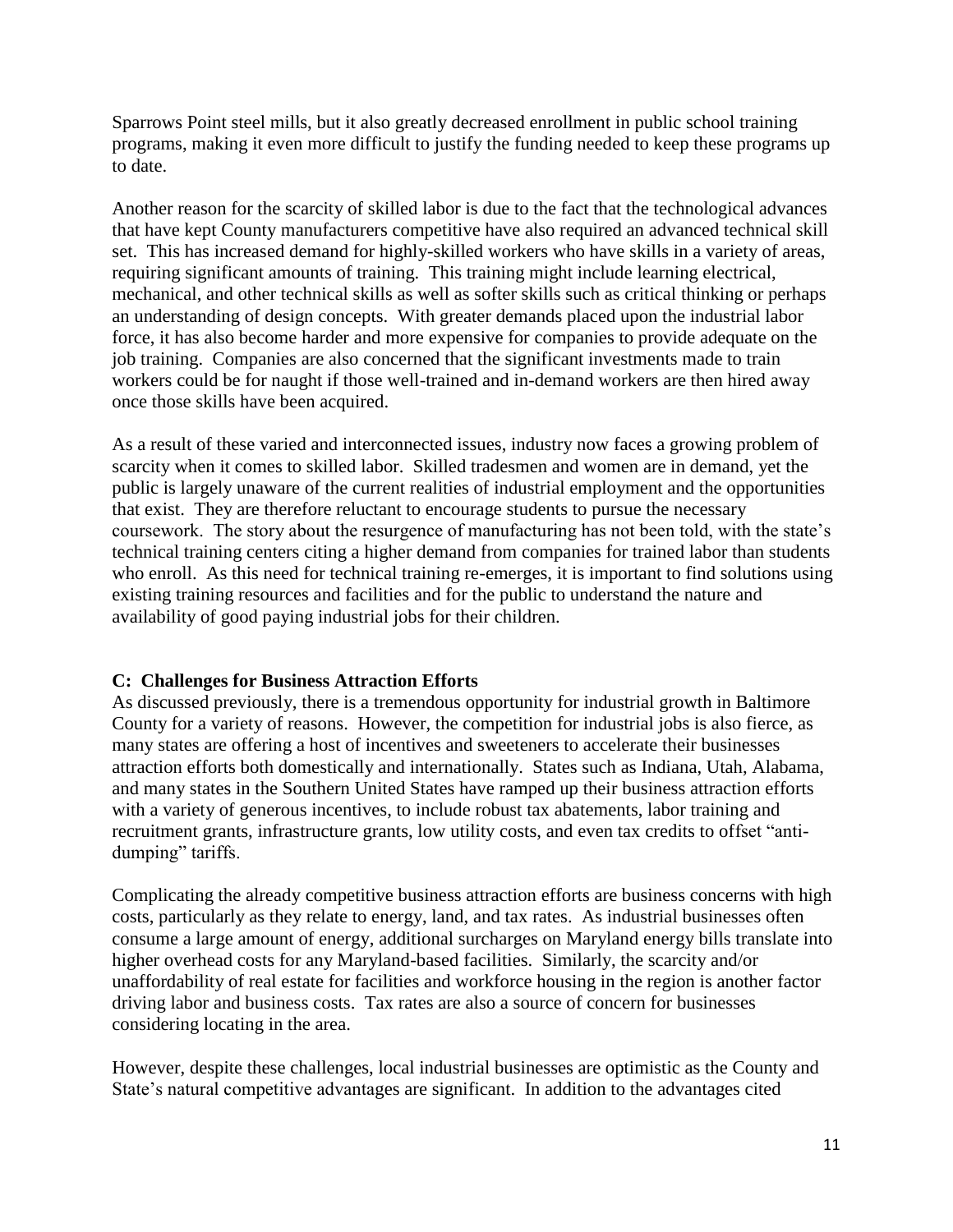Sparrows Point steel mills, but it also greatly decreased enrollment in public school training programs, making it even more difficult to justify the funding needed to keep these programs up to date.

Another reason for the scarcity of skilled labor is due to the fact that the technological advances that have kept County manufacturers competitive have also required an advanced technical skill set. This has increased demand for highly-skilled workers who have skills in a variety of areas, requiring significant amounts of training. This training might include learning electrical, mechanical, and other technical skills as well as softer skills such as critical thinking or perhaps an understanding of design concepts. With greater demands placed upon the industrial labor force, it has also become harder and more expensive for companies to provide adequate on the job training. Companies are also concerned that the significant investments made to train workers could be for naught if those well-trained and in-demand workers are then hired away once those skills have been acquired.

As a result of these varied and interconnected issues, industry now faces a growing problem of scarcity when it comes to skilled labor. Skilled tradesmen and women are in demand, yet the public is largely unaware of the current realities of industrial employment and the opportunities that exist. They are therefore reluctant to encourage students to pursue the necessary coursework. The story about the resurgence of manufacturing has not been told, with the state's technical training centers citing a higher demand from companies for trained labor than students who enroll. As this need for technical training re-emerges, it is important to find solutions using existing training resources and facilities and for the public to understand the nature and availability of good paying industrial jobs for their children.

**C: Challenges for Business Attraction Efforts**

As discussed previously, there is a tremendous opportunity for industrial growth in Baltimore County for a variety of reasons. However, the competition for industrial jobs is also fierce, as many states are offering a host of incentives and sweeteners to accelerate their businesses attraction efforts both domestically and internationally. States such as Indiana, Utah, Alabama, and many states in the Southern United States have ramped up their business attraction efforts with a variety of generous incentives, to include robust tax abatements, labor training and recruitment grants, infrastructure grants, low utility costs, and even tax credits to offset "anti-dumping" tariffs.

Complicating the already competitive business attraction efforts are business concerns with high costs, particularly as they relate to energy, land, and tax rates. As industrial businesses often consume a large amount of energy, additional surcharges on Maryland energy bills translate into higher overhead costs for any Maryland-based facilities. Similarly, the scarcity and/or unaffordability of real estate for facilities and workforce housing in the region is another factor driving labor and business costs. Tax rates are also a source of concern for businesses considering locating in the area.

However, despite these challenges, local industrial businesses are optimistic as the County and State's natural competitive advantages are significant. In addition to the advantages cited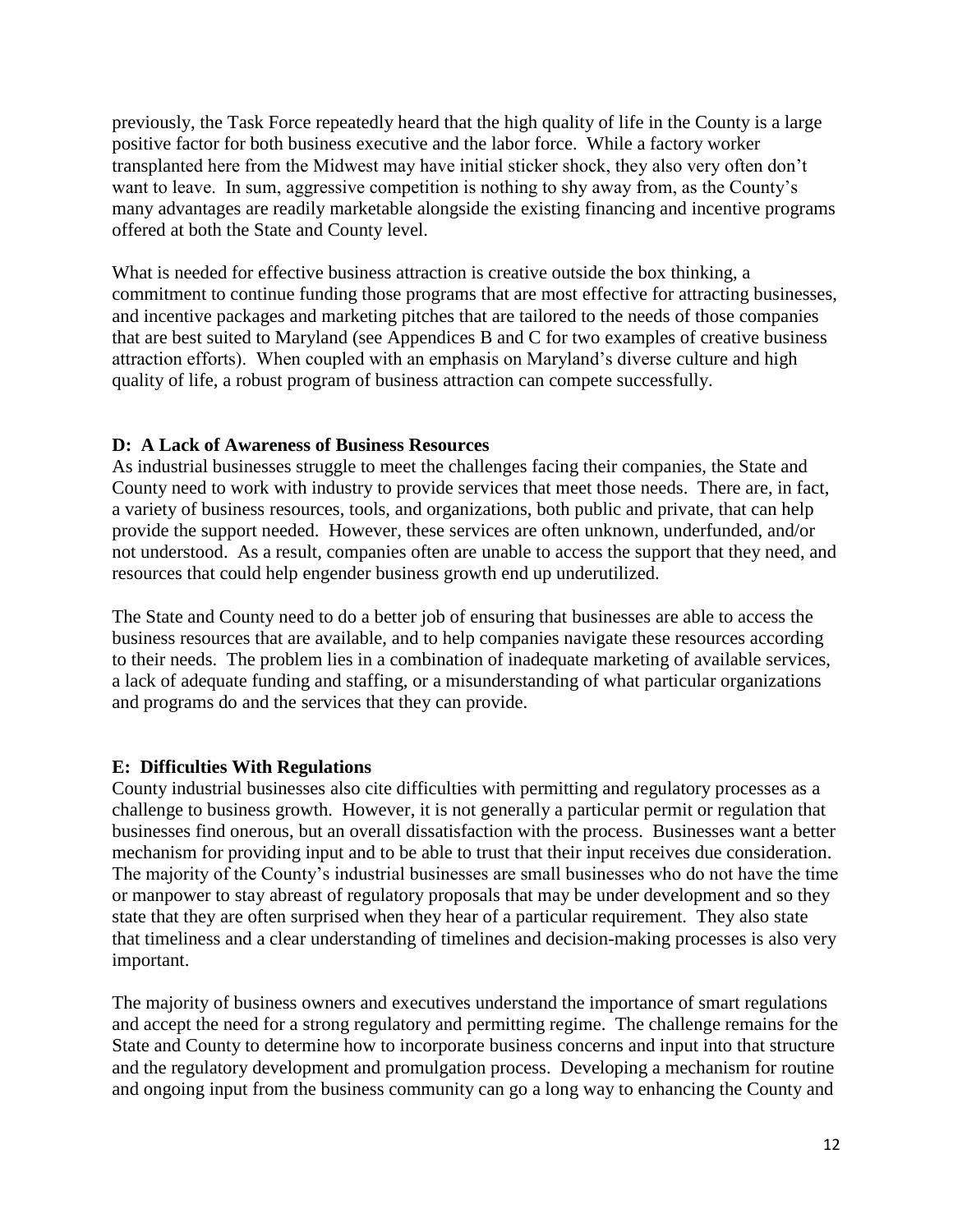previously, the Task Force repeatedly heard that the high quality of life in the County is a large positive factor for both business executive and the labor force. While a factory worker transplanted here from the Midwest may have initial sticker shock, they also very often don't want to leave. In sum, aggressive competition is nothing to shy away from, as the County's many advantages are readily marketable alongside the existing financing and incentive programs offered at both the State and County level.

What is needed for effective business attraction is creative outside the box thinking, a commitment to continue funding those programs that are most effective for attracting businesses, and incentive packages and marketing pitches that are tailored to the needs of those companies that are best suited to Maryland (see Appendices B and C for two examples of creative business attraction efforts). When coupled with an emphasis on Maryland's diverse culture and high quality of life, a robust program of business attraction can compete successfully.

### D: A Lack of Awareness of Business Resources

As industrial businesses struggle to meet the challenges facing their companies, the State and County need to work with industry to provide services that meet those needs. There are, in fact, a variety of business resources, tools, and organizations, both public and private, that can help provide the support needed. However, these services are often unknown, underfunded, and/or not understood. As a result, companies often are unable to access the support that they need, and resources that could help engender business growth end up underutilized.

The State and County need to do a better job of ensuring that businesses are able to access the business resources that are available, and to help companies navigate these resources according to their needs. The problem lies in a combination of inadequate marketing of available services, a lack of adequate funding and staffing, or a misunderstanding of what particular organizations and programs do and the services that they can provide.

### E: Difficulties With Regulations

County industrial businesses also cite difficulties with permitting and regulatory processes as a challenge to business growth. However, it is not generally a particular permit or regulation that businesses find onerous, but an overall dissatisfaction with the process. Businesses want a better mechanism for providing input and to be able to trust that their input receives due consideration. The majority of the County's industrial businesses are small businesses who do not have the time or manpower to stay abreast of regulatory proposals that may be under development and so they state that they are often surprised when they hear of a particular requirement. They also state that timeliness and a clear understanding of timelines and decision-making processes is also very important.

The majority of business owners and executives understand the importance of smart regulations and accept the need for a strong regulatory and permitting regime. The challenge remains for the State and County to determine how to incorporate business concerns and input into that structure and the regulatory development and promulgation process. Developing a mechanism for routine and ongoing input from the business community can go a long way to enhancing the County and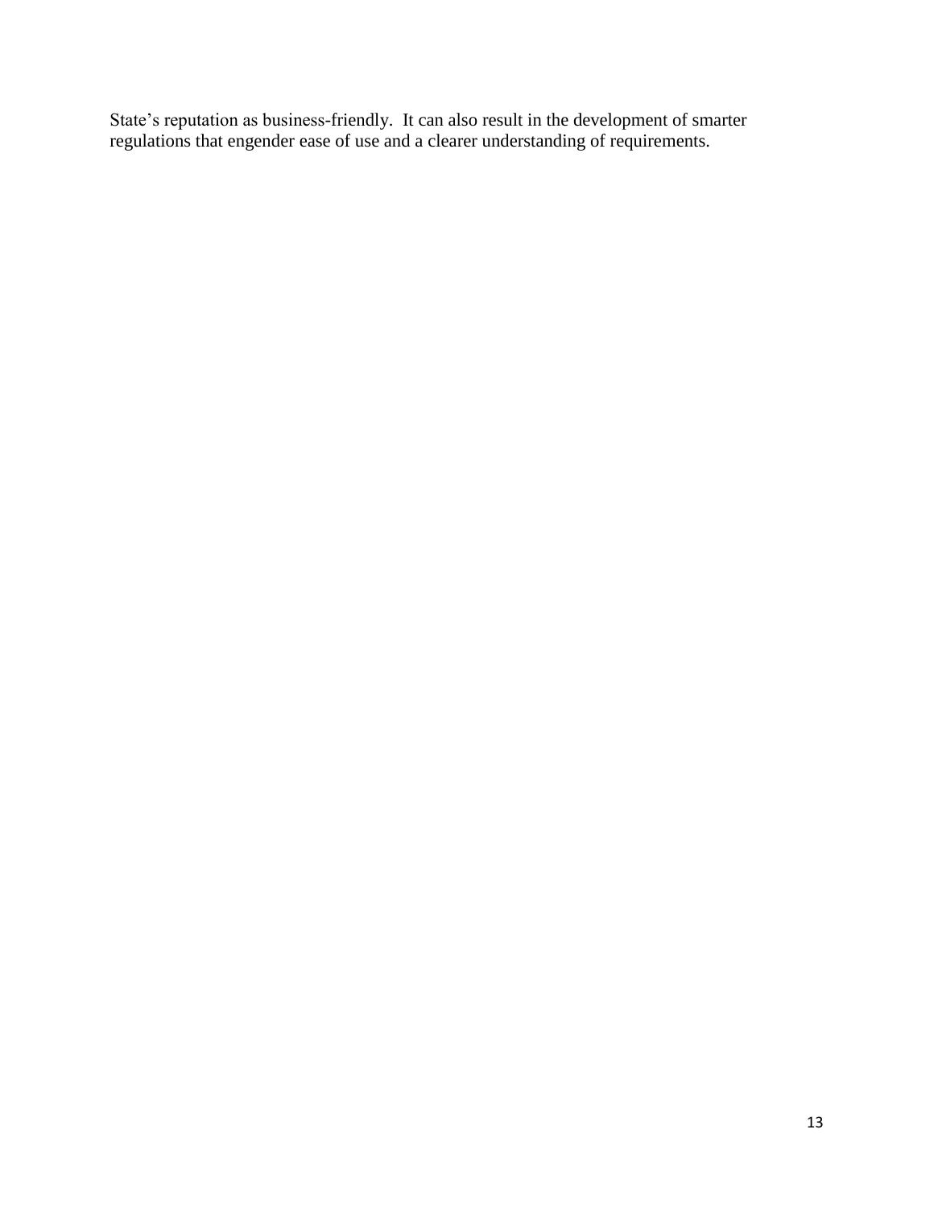State's reputation as business-friendly. It can also result in the development of smarter regulations that engender ease of use and a clearer understanding of requirements.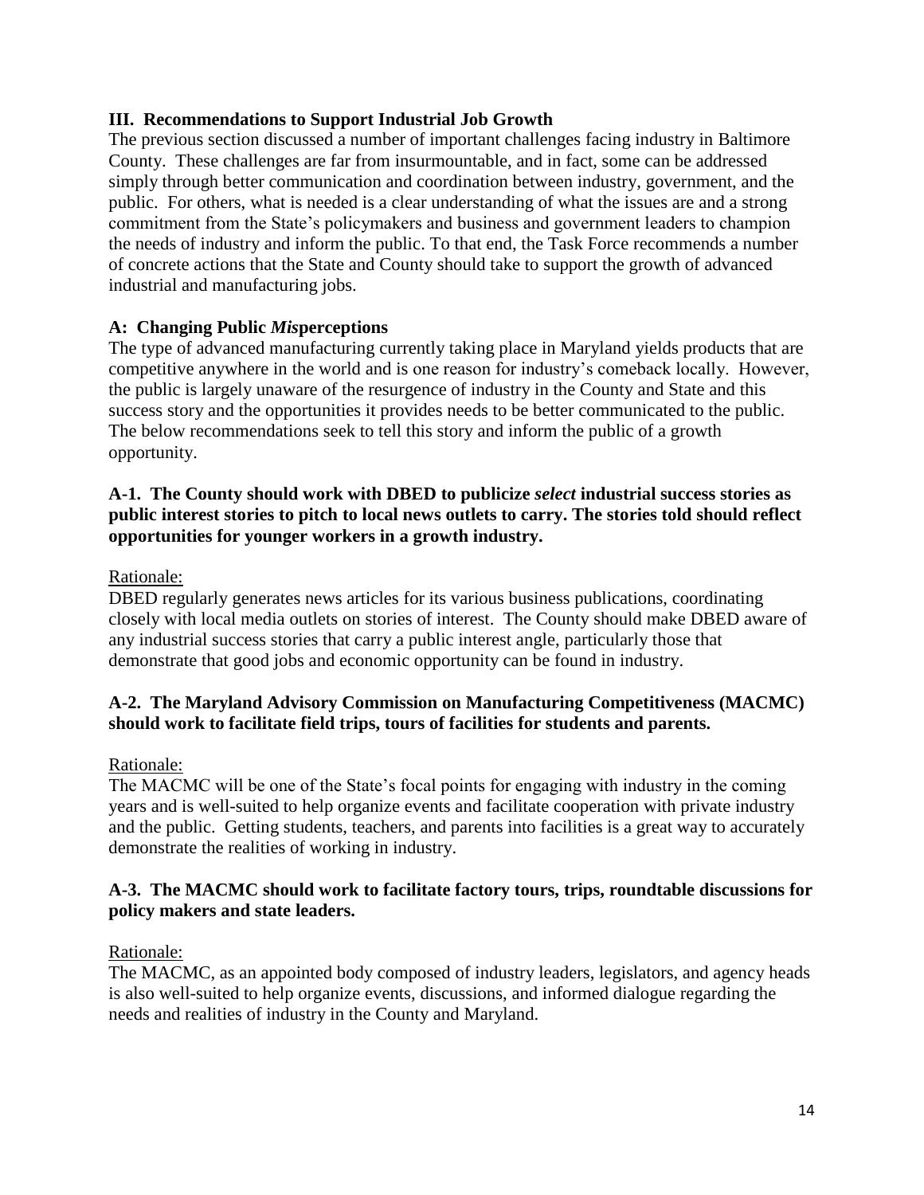## III. Recommendations to Support Industrial Job Growth

The previous section discussed a number of important challenges facing industry in Baltimore County. These challenges are far from insurmountable, and in fact, some can be addressed simply through better communication and coordination between industry, government, and the public. For others, what is needed is a clear understanding of what the issues are and a strong commitment from the State's policymakers and business and government leaders to champion the needs of industry and inform the public. To that end, the Task Force recommends a number of concrete actions that the State and County should take to support the growth of advanced industrial and manufacturing jobs.

### A: Changing Public ***Mis*****perceptions**

The type of advanced manufacturing currently taking place in Maryland yields products that are competitive anywhere in the world and is one reason for industry's comeback locally. However, the public is largely unaware of the resurgence of industry in the County and State and this success story and the opportunities it provides needs to be better communicated to the public. The below recommendations seek to tell this story and inform the public of a growth opportunity.

**A-1. The County should work with DBED to publicize *select* industrial success stories as public interest stories to pitch to local news outlets to carry. The stories told should reflect opportunities for younger workers in a growth industry.**

Rationale:

DBED regularly generates news articles for its various business publications, coordinating closely with local media outlets on stories of interest. The County should make DBED aware of any industrial success stories that carry a public interest angle, particularly those that demonstrate that good jobs and economic opportunity can be found in industry.

**A-2. The Maryland Advisory Commission on Manufacturing Competitiveness (MACMC) should work to facilitate field trips, tours of facilities for students and parents.**

Rationale:

The MACMC will be one of the State's focal points for engaging with industry in the coming years and is well-suited to help organize events and facilitate cooperation with private industry and the public. Getting students, teachers, and parents into facilities is a great way to accurately demonstrate the realities of working in industry.

**A-3. The MACMC should work to facilitate factory tours, trips, roundtable discussions for policy makers and state leaders.**

Rationale:

The MACMC, as an appointed body composed of industry leaders, legislators, and agency heads is also well-suited to help organize events, discussions, and informed dialogue regarding the needs and realities of industry in the County and Maryland.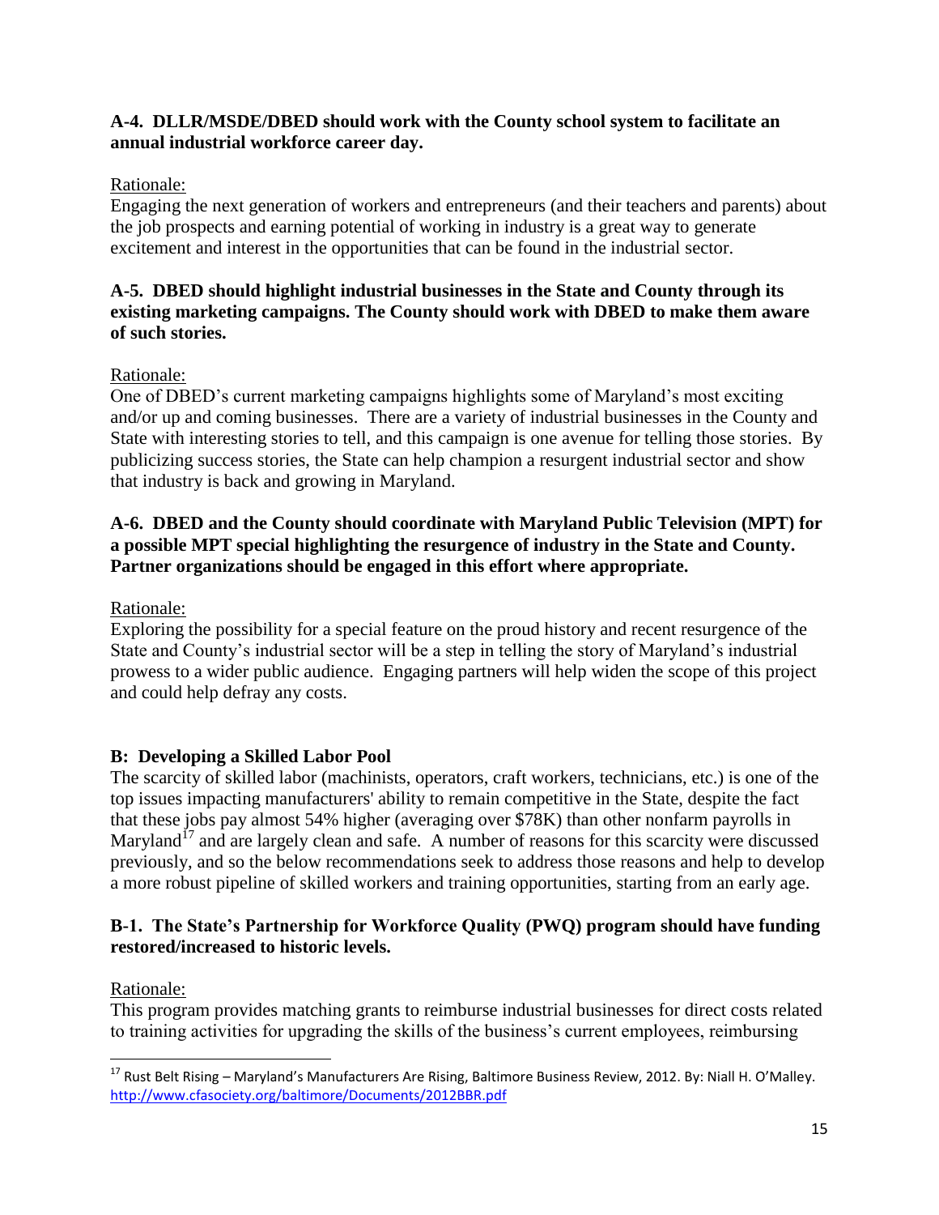**A-4. DLLR/MSDE/DBED should work with the County school system to facilitate an annual industrial workforce career day.**

Rationale:

Engaging the next generation of workers and entrepreneurs (and their teachers and parents) about the job prospects and earning potential of working in industry is a great way to generate excitement and interest in the opportunities that can be found in the industrial sector.

**A-5. DBED should highlight industrial businesses in the State and County through its existing marketing campaigns. The County should work with DBED to make them aware of such stories.**

Rationale:

One of DBED's current marketing campaigns highlights some of Maryland's most exciting and/or up and coming businesses. There are a variety of industrial businesses in the County and State with interesting stories to tell, and this campaign is one avenue for telling those stories. By publicizing success stories, the State can help champion a resurgent industrial sector and show that industry is back and growing in Maryland.

**A-6. DBED and the County should coordinate with Maryland Public Television (MPT) for a possible MPT special highlighting the resurgence of industry in the State and County. Partner organizations should be engaged in this effort where appropriate.**

Rationale:

Exploring the possibility for a special feature on the proud history and recent resurgence of the State and County's industrial sector will be a step in telling the story of Maryland's industrial prowess to a wider public audience. Engaging partners will help widen the scope of this project and could help defray any costs.

## B: Developing a Skilled Labor Pool

The scarcity of skilled labor (machinists, operators, craft workers, technicians, etc.) is one of the top issues impacting manufacturers' ability to remain competitive in the State, despite the fact that these jobs pay almost 54% higher (averaging over $78K) than other nonfarm payrolls in Maryland[17] and are largely clean and safe. A number of reasons for this scarcity were discussed previously, and so the below recommendations seek to address those reasons and help to develop a more robust pipeline of skilled workers and training opportunities, starting from an early age.

**B-1. The State's Partnership for Workforce Quality (PWQ) program should have funding restored/increased to historic levels.**

Rationale:

This program provides matching grants to reimburse industrial businesses for direct costs related to training activities for upgrading the skills of the business's current employees, reimbursing

---

[17] Rust Belt Rising – Maryland's Manufacturers Are Rising, Baltimore Business Review, 2012. By: Niall H. O'Malley. http://www.cfasociety.org/baltimore/Documents/2012BBR.pdf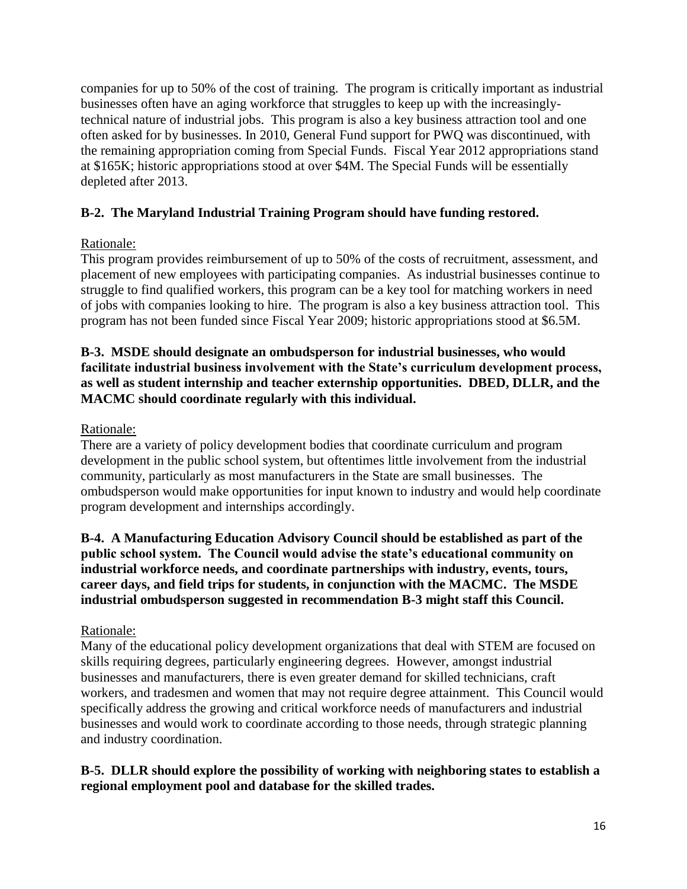companies for up to 50% of the cost of training. The program is critically important as industrial businesses often have an aging workforce that struggles to keep up with the increasingly-technical nature of industrial jobs. This program is also a key business attraction tool and one often asked for by businesses. In 2010, General Fund support for PWQ was discontinued, with the remaining appropriation coming from Special Funds. Fiscal Year 2012 appropriations stand at $165K; historic appropriations stood at over $4M. The Special Funds will be essentially depleted after 2013.

**B-2. The Maryland Industrial Training Program should have funding restored.**

Rationale:

This program provides reimbursement of up to 50% of the costs of recruitment, assessment, and placement of new employees with participating companies. As industrial businesses continue to struggle to find qualified workers, this program can be a key tool for matching workers in need of jobs with companies looking to hire. The program is also a key business attraction tool. This program has not been funded since Fiscal Year 2009; historic appropriations stood at $6.5M.

**B-3. MSDE should designate an ombudsperson for industrial businesses, who would facilitate industrial business involvement with the State's curriculum development process, as well as student internship and teacher externship opportunities. DBED, DLLR, and the MACMC should coordinate regularly with this individual.**

Rationale:

There are a variety of policy development bodies that coordinate curriculum and program development in the public school system, but oftentimes little involvement from the industrial community, particularly as most manufacturers in the State are small businesses. The ombudsperson would make opportunities for input known to industry and would help coordinate program development and internships accordingly.

**B-4. A Manufacturing Education Advisory Council should be established as part of the public school system. The Council would advise the state's educational community on industrial workforce needs, and coordinate partnerships with industry, events, tours, career days, and field trips for students, in conjunction with the MACMC. The MSDE industrial ombudsperson suggested in recommendation B-3 might staff this Council.**

Rationale:

Many of the educational policy development organizations that deal with STEM are focused on skills requiring degrees, particularly engineering degrees. However, amongst industrial businesses and manufacturers, there is even greater demand for skilled technicians, craft workers, and tradesmen and women that may not require degree attainment. This Council would specifically address the growing and critical workforce needs of manufacturers and industrial businesses and would work to coordinate according to those needs, through strategic planning and industry coordination.

**B-5. DLLR should explore the possibility of working with neighboring states to establish a regional employment pool and database for the skilled trades.**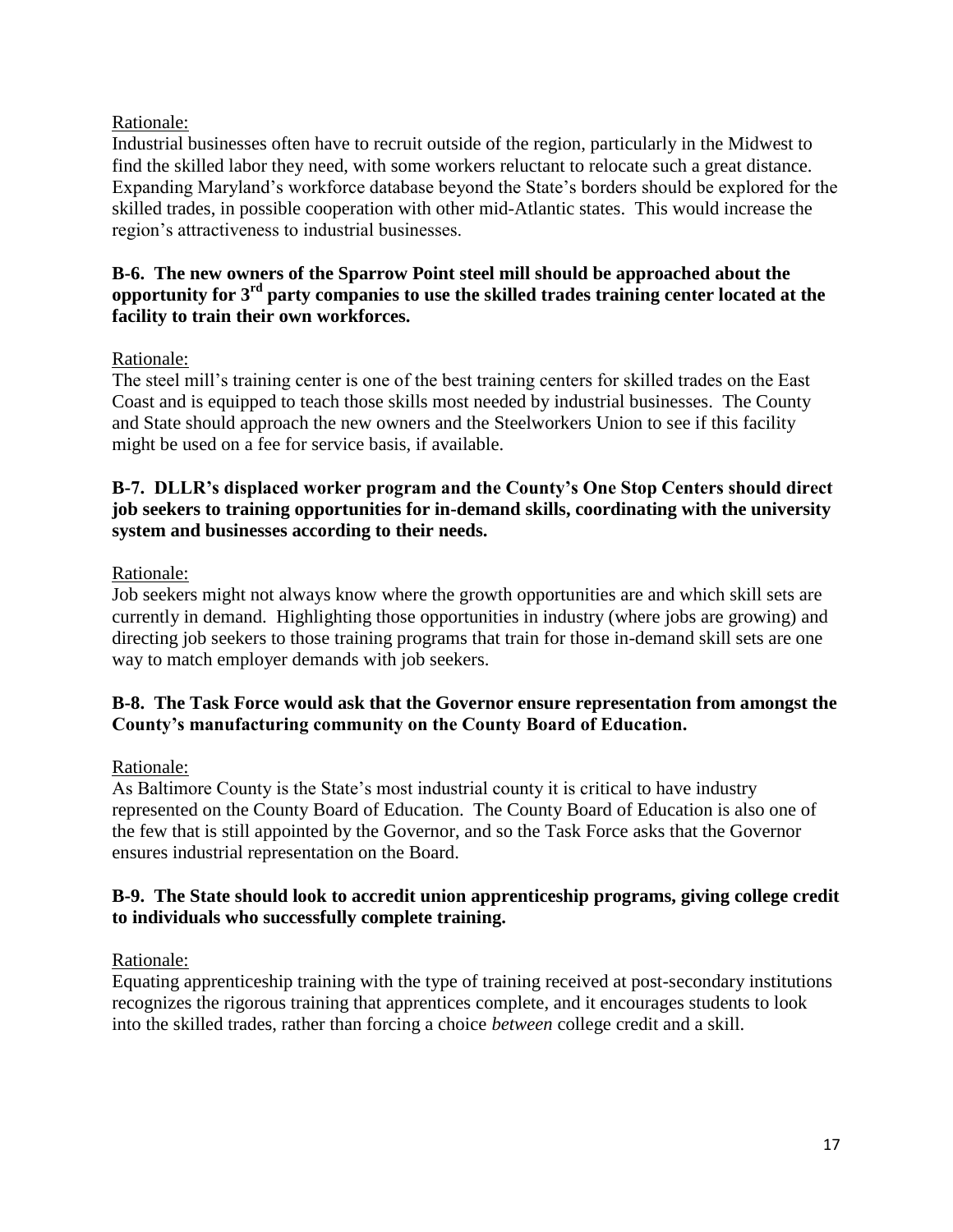Rationale:

Industrial businesses often have to recruit outside of the region, particularly in the Midwest to find the skilled labor they need, with some workers reluctant to relocate such a great distance. Expanding Maryland's workforce database beyond the State's borders should be explored for the skilled trades, in possible cooperation with other mid-Atlantic states. This would increase the region's attractiveness to industrial businesses.

**B-6. The new owners of the Sparrow Point steel mill should be approached about the opportunity for 3rd party companies to use the skilled trades training center located at the facility to train their own workforces.**

Rationale:

The steel mill's training center is one of the best training centers for skilled trades on the East Coast and is equipped to teach those skills most needed by industrial businesses. The County and State should approach the new owners and the Steelworkers Union to see if this facility might be used on a fee for service basis, if available.

**B-7. DLLR's displaced worker program and the County's One Stop Centers should direct job seekers to training opportunities for in-demand skills, coordinating with the university system and businesses according to their needs.**

Rationale:

Job seekers might not always know where the growth opportunities are and which skill sets are currently in demand. Highlighting those opportunities in industry (where jobs are growing) and directing job seekers to those training programs that train for those in-demand skill sets are one way to match employer demands with job seekers.

**B-8. The Task Force would ask that the Governor ensure representation from amongst the County's manufacturing community on the County Board of Education.**

Rationale:

As Baltimore County is the State's most industrial county it is critical to have industry represented on the County Board of Education. The County Board of Education is also one of the few that is still appointed by the Governor, and so the Task Force asks that the Governor ensures industrial representation on the Board.

**B-9. The State should look to accredit union apprenticeship programs, giving college credit to individuals who successfully complete training.**

Rationale:

Equating apprenticeship training with the type of training received at post-secondary institutions recognizes the rigorous training that apprentices complete, and it encourages students to look into the skilled trades, rather than forcing a choice *between* college credit and a skill.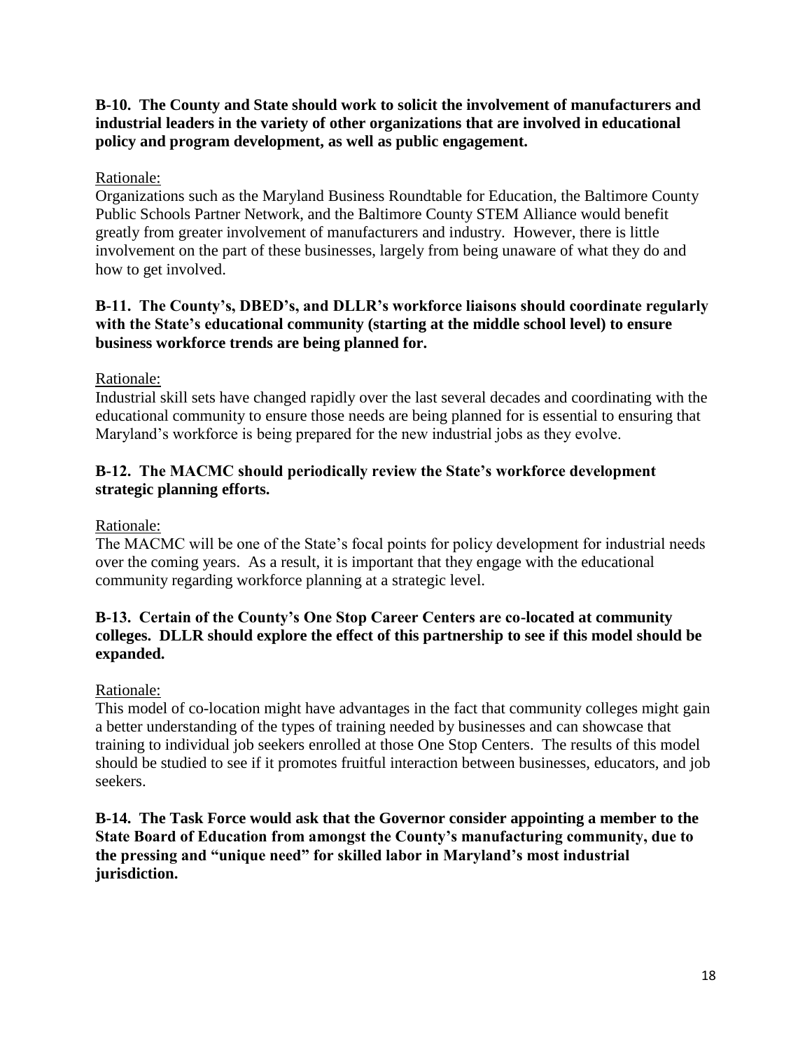**B-10. The County and State should work to solicit the involvement of manufacturers and industrial leaders in the variety of other organizations that are involved in educational policy and program development, as well as public engagement.**

Rationale:

Organizations such as the Maryland Business Roundtable for Education, the Baltimore County Public Schools Partner Network, and the Baltimore County STEM Alliance would benefit greatly from greater involvement of manufacturers and industry. However, there is little involvement on the part of these businesses, largely from being unaware of what they do and how to get involved.

**B-11. The County's, DBED's, and DLLR's workforce liaisons should coordinate regularly with the State's educational community (starting at the middle school level) to ensure business workforce trends are being planned for.**

Rationale:

Industrial skill sets have changed rapidly over the last several decades and coordinating with the educational community to ensure those needs are being planned for is essential to ensuring that Maryland's workforce is being prepared for the new industrial jobs as they evolve.

**B-12. The MACMC should periodically review the State's workforce development strategic planning efforts.**

Rationale:

The MACMC will be one of the State's focal points for policy development for industrial needs over the coming years. As a result, it is important that they engage with the educational community regarding workforce planning at a strategic level.

**B-13. Certain of the County's One Stop Career Centers are co-located at community colleges. DLLR should explore the effect of this partnership to see if this model should be expanded.**

Rationale:

This model of co-location might have advantages in the fact that community colleges might gain a better understanding of the types of training needed by businesses and can showcase that training to individual job seekers enrolled at those One Stop Centers. The results of this model should be studied to see if it promotes fruitful interaction between businesses, educators, and job seekers.

**B-14. The Task Force would ask that the Governor consider appointing a member to the State Board of Education from amongst the County's manufacturing community, due to the pressing and "unique need" for skilled labor in Maryland's most industrial jurisdiction.**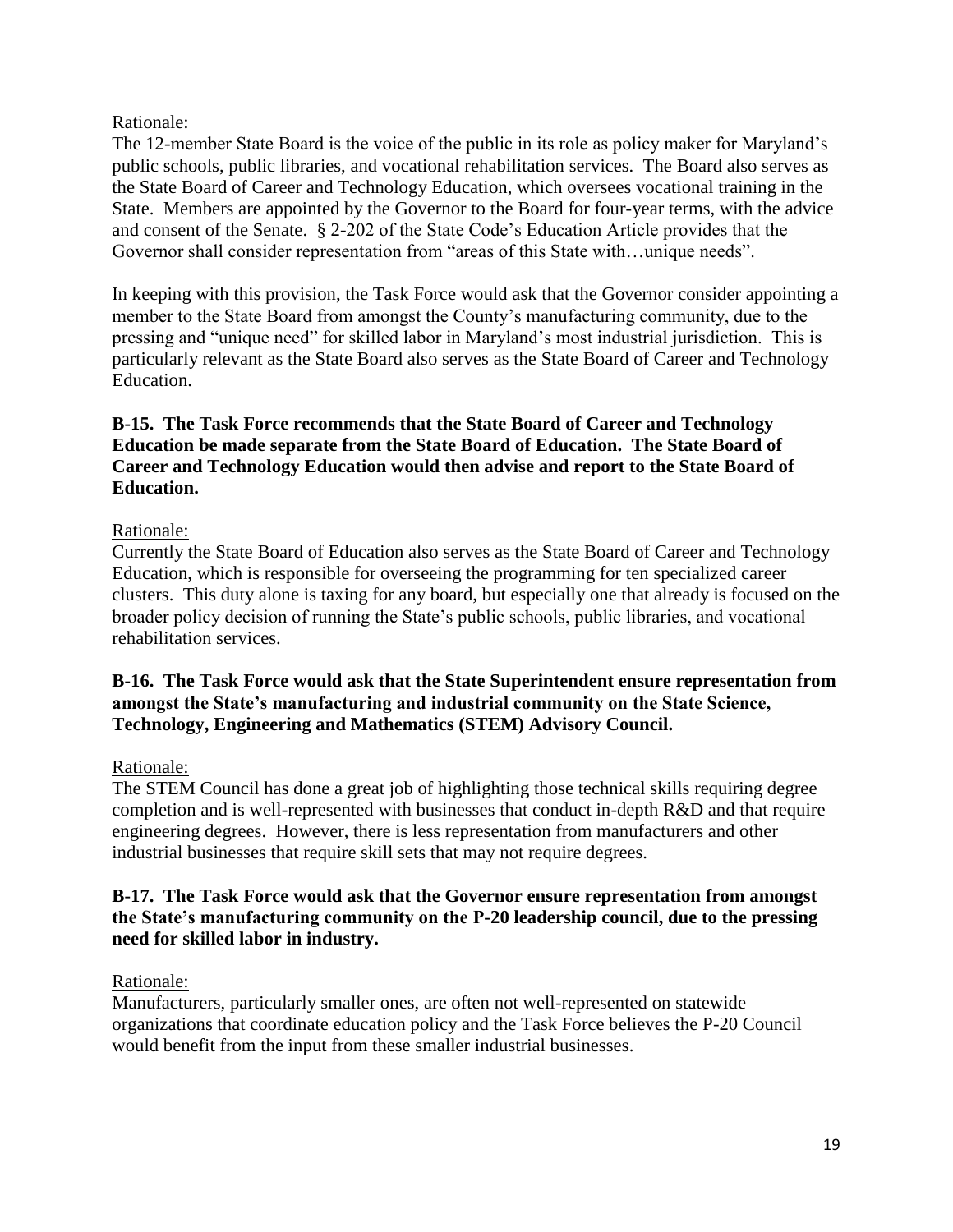Rationale:

The 12-member State Board is the voice of the public in its role as policy maker for Maryland's public schools, public libraries, and vocational rehabilitation services. The Board also serves as the State Board of Career and Technology Education, which oversees vocational training in the State. Members are appointed by the Governor to the Board for four-year terms, with the advice and consent of the Senate. § 2-202 of the State Code's Education Article provides that the Governor shall consider representation from "areas of this State with…unique needs".

In keeping with this provision, the Task Force would ask that the Governor consider appointing a member to the State Board from amongst the County's manufacturing community, due to the pressing and "unique need" for skilled labor in Maryland's most industrial jurisdiction. This is particularly relevant as the State Board also serves as the State Board of Career and Technology Education.

**B-15. The Task Force recommends that the State Board of Career and Technology Education be made separate from the State Board of Education. The State Board of Career and Technology Education would then advise and report to the State Board of Education.**

Rationale:

Currently the State Board of Education also serves as the State Board of Career and Technology Education, which is responsible for overseeing the programming for ten specialized career clusters. This duty alone is taxing for any board, but especially one that already is focused on the broader policy decision of running the State's public schools, public libraries, and vocational rehabilitation services.

**B-16. The Task Force would ask that the State Superintendent ensure representation from amongst the State's manufacturing and industrial community on the State Science, Technology, Engineering and Mathematics (STEM) Advisory Council.**

Rationale:

The STEM Council has done a great job of highlighting those technical skills requiring degree completion and is well-represented with businesses that conduct in-depth R&D and that require engineering degrees. However, there is less representation from manufacturers and other industrial businesses that require skill sets that may not require degrees.

**B-17. The Task Force would ask that the Governor ensure representation from amongst the State's manufacturing community on the P-20 leadership council, due to the pressing need for skilled labor in industry.**

Rationale:

Manufacturers, particularly smaller ones, are often not well-represented on statewide organizations that coordinate education policy and the Task Force believes the P-20 Council would benefit from the input from these smaller industrial businesses.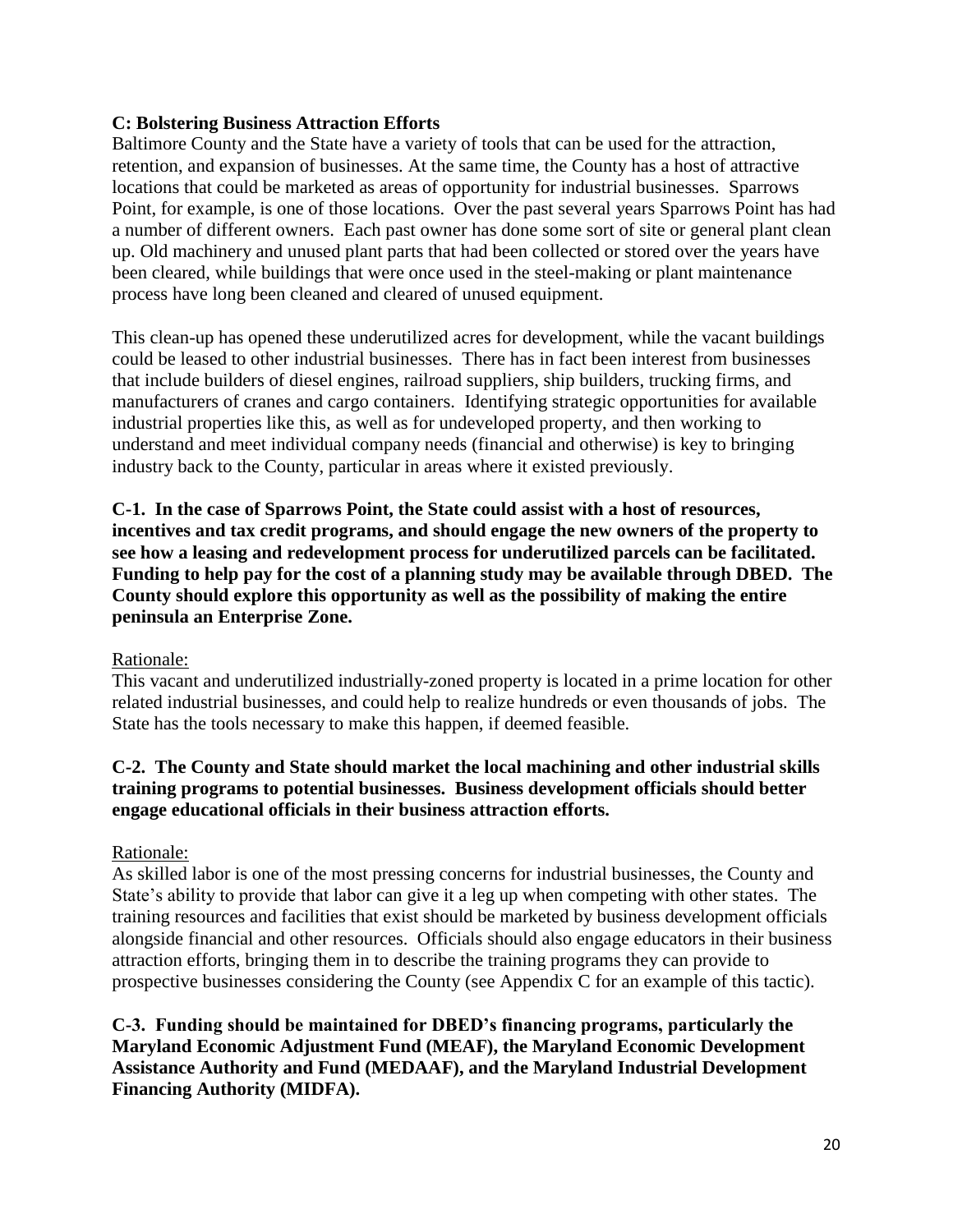**C: Bolstering Business Attraction Efforts**

Baltimore County and the State have a variety of tools that can be used for the attraction, retention, and expansion of businesses. At the same time, the County has a host of attractive locations that could be marketed as areas of opportunity for industrial businesses. Sparrows Point, for example, is one of those locations. Over the past several years Sparrows Point has had a number of different owners. Each past owner has done some sort of site or general plant clean up. Old machinery and unused plant parts that had been collected or stored over the years have been cleared, while buildings that were once used in the steel-making or plant maintenance process have long been cleaned and cleared of unused equipment.

This clean-up has opened these underutilized acres for development, while the vacant buildings could be leased to other industrial businesses. There has in fact been interest from businesses that include builders of diesel engines, railroad suppliers, ship builders, trucking firms, and manufacturers of cranes and cargo containers. Identifying strategic opportunities for available industrial properties like this, as well as for undeveloped property, and then working to understand and meet individual company needs (financial and otherwise) is key to bringing industry back to the County, particular in areas where it existed previously.

**C-1. In the case of Sparrows Point, the State could assist with a host of resources, incentives and tax credit programs, and should engage the new owners of the property to see how a leasing and redevelopment process for underutilized parcels can be facilitated. Funding to help pay for the cost of a planning study may be available through DBED. The County should explore this opportunity as well as the possibility of making the entire peninsula an Enterprise Zone.**

Rationale:

This vacant and underutilized industrially-zoned property is located in a prime location for other related industrial businesses, and could help to realize hundreds or even thousands of jobs. The State has the tools necessary to make this happen, if deemed feasible.

**C-2. The County and State should market the local machining and other industrial skills training programs to potential businesses. Business development officials should better engage educational officials in their business attraction efforts.**

Rationale:

As skilled labor is one of the most pressing concerns for industrial businesses, the County and State's ability to provide that labor can give it a leg up when competing with other states. The training resources and facilities that exist should be marketed by business development officials alongside financial and other resources. Officials should also engage educators in their business attraction efforts, bringing them in to describe the training programs they can provide to prospective businesses considering the County (see Appendix C for an example of this tactic).

**C-3. Funding should be maintained for DBED's financing programs, particularly the Maryland Economic Adjustment Fund (MEAF), the Maryland Economic Development Assistance Authority and Fund (MEDAAF), and the Maryland Industrial Development Financing Authority (MIDFA).**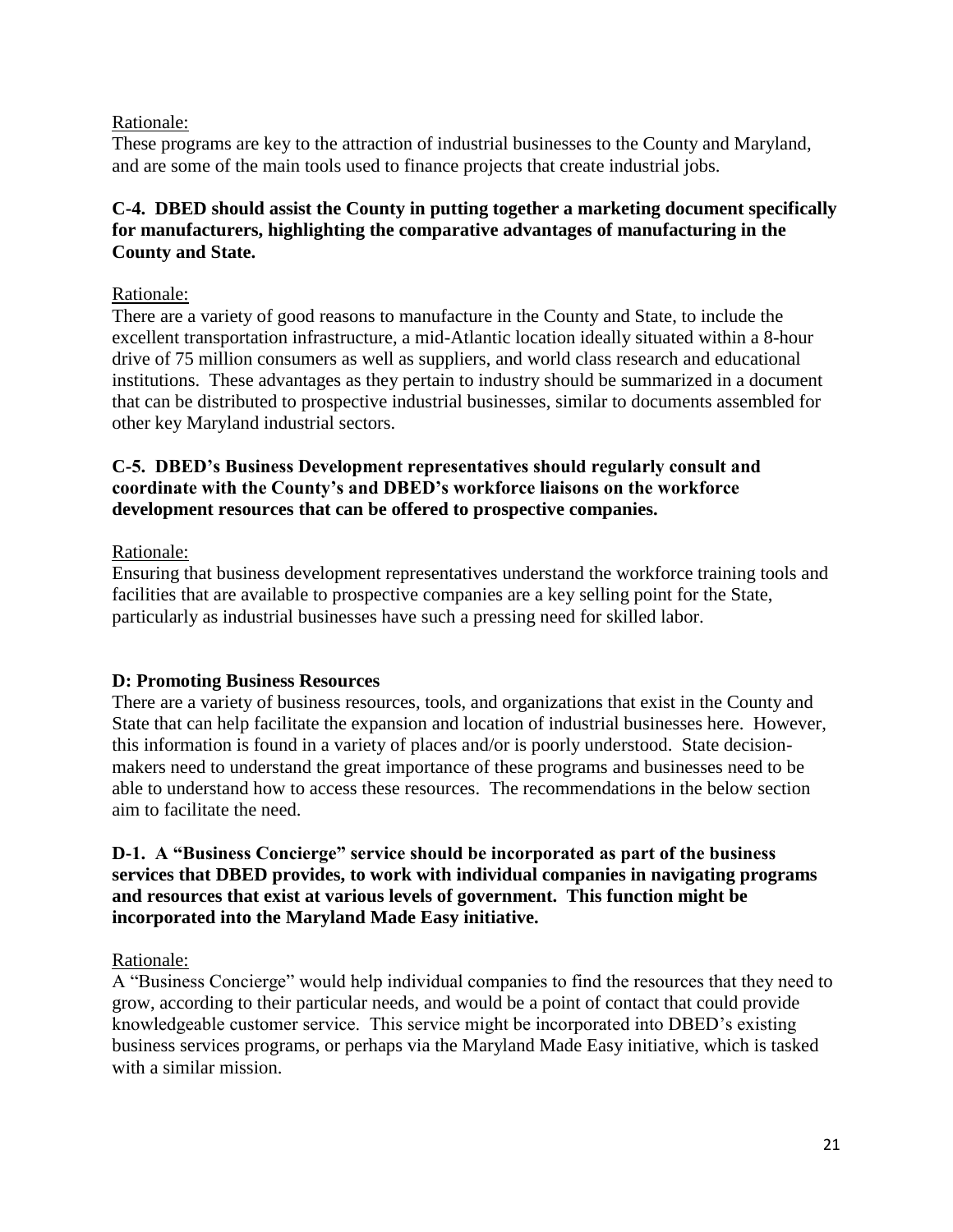Rationale:

These programs are key to the attraction of industrial businesses to the County and Maryland, and are some of the main tools used to finance projects that create industrial jobs.

**C-4. DBED should assist the County in putting together a marketing document specifically for manufacturers, highlighting the comparative advantages of manufacturing in the County and State.**

Rationale:

There are a variety of good reasons to manufacture in the County and State, to include the excellent transportation infrastructure, a mid-Atlantic location ideally situated within a 8-hour drive of 75 million consumers as well as suppliers, and world class research and educational institutions. These advantages as they pertain to industry should be summarized in a document that can be distributed to prospective industrial businesses, similar to documents assembled for other key Maryland industrial sectors.

**C-5. DBED's Business Development representatives should regularly consult and coordinate with the County's and DBED's workforce liaisons on the workforce development resources that can be offered to prospective companies.**

Rationale:

Ensuring that business development representatives understand the workforce training tools and facilities that are available to prospective companies are a key selling point for the State, particularly as industrial businesses have such a pressing need for skilled labor.

**D: Promoting Business Resources**

There are a variety of business resources, tools, and organizations that exist in the County and State that can help facilitate the expansion and location of industrial businesses here. However, this information is found in a variety of places and/or is poorly understood. State decision-makers need to understand the great importance of these programs and businesses need to be able to understand how to access these resources. The recommendations in the below section aim to facilitate the need.

**D-1. A "Business Concierge" service should be incorporated as part of the business services that DBED provides, to work with individual companies in navigating programs and resources that exist at various levels of government. This function might be incorporated into the Maryland Made Easy initiative.**

Rationale:

A "Business Concierge" would help individual companies to find the resources that they need to grow, according to their particular needs, and would be a point of contact that could provide knowledgeable customer service. This service might be incorporated into DBED's existing business services programs, or perhaps via the Maryland Made Easy initiative, which is tasked with a similar mission.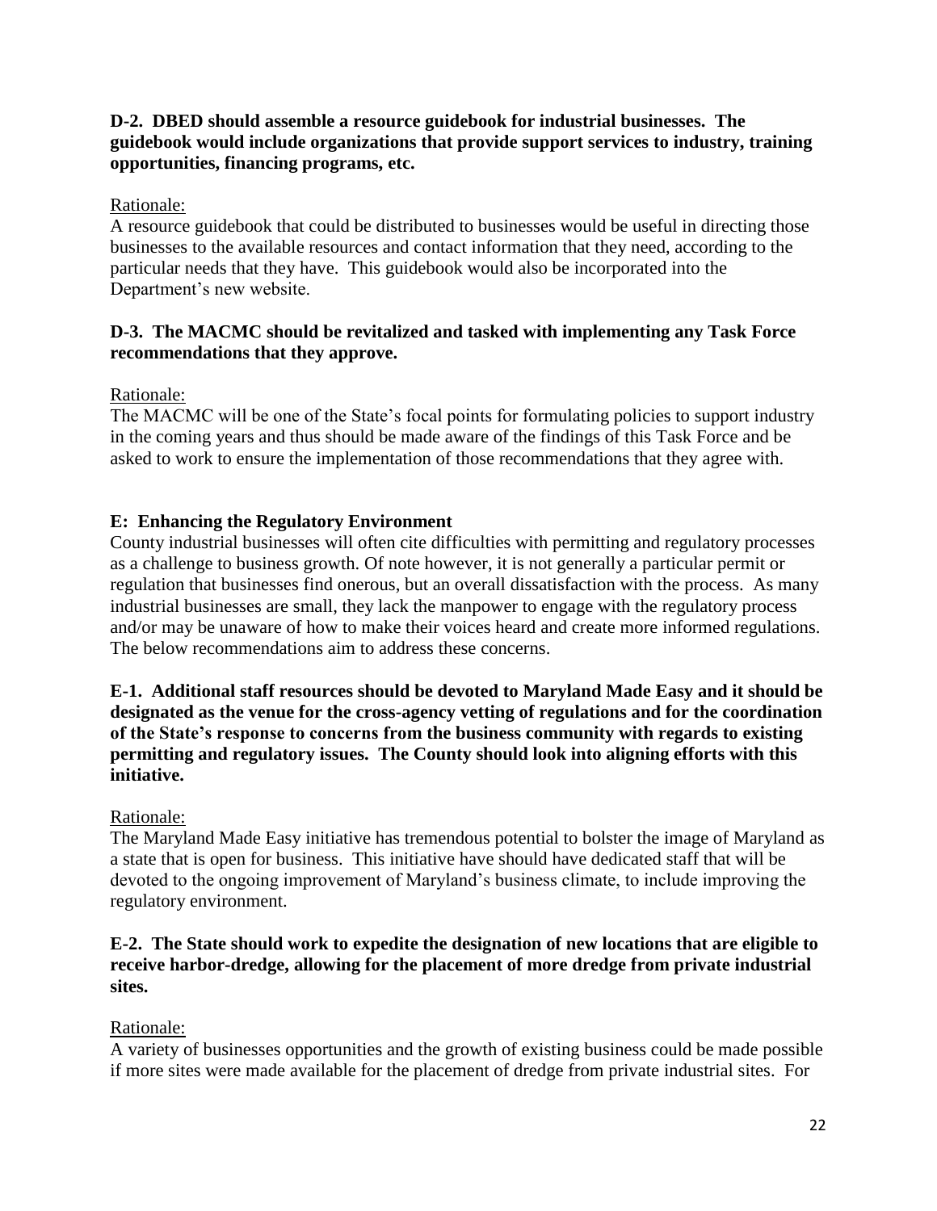**D-2. DBED should assemble a resource guidebook for industrial businesses. The guidebook would include organizations that provide support services to industry, training opportunities, financing programs, etc.**

Rationale:

A resource guidebook that could be distributed to businesses would be useful in directing those businesses to the available resources and contact information that they need, according to the particular needs that they have. This guidebook would also be incorporated into the Department's new website.

**D-3. The MACMC should be revitalized and tasked with implementing any Task Force recommendations that they approve.**

Rationale:

The MACMC will be one of the State's focal points for formulating policies to support industry in the coming years and thus should be made aware of the findings of this Task Force and be asked to work to ensure the implementation of those recommendations that they agree with.

## E: Enhancing the Regulatory Environment

County industrial businesses will often cite difficulties with permitting and regulatory processes as a challenge to business growth. Of note however, it is not generally a particular permit or regulation that businesses find onerous, but an overall dissatisfaction with the process. As many industrial businesses are small, they lack the manpower to engage with the regulatory process and/or may be unaware of how to make their voices heard and create more informed regulations. The below recommendations aim to address these concerns.

**E-1. Additional staff resources should be devoted to Maryland Made Easy and it should be designated as the venue for the cross-agency vetting of regulations and for the coordination of the State's response to concerns from the business community with regards to existing permitting and regulatory issues. The County should look into aligning efforts with this initiative.**

Rationale:

The Maryland Made Easy initiative has tremendous potential to bolster the image of Maryland as a state that is open for business. This initiative have should have dedicated staff that will be devoted to the ongoing improvement of Maryland's business climate, to include improving the regulatory environment.

**E-2. The State should work to expedite the designation of new locations that are eligible to receive harbor-dredge, allowing for the placement of more dredge from private industrial sites.**

Rationale:

A variety of businesses opportunities and the growth of existing business could be made possible if more sites were made available for the placement of dredge from private industrial sites. For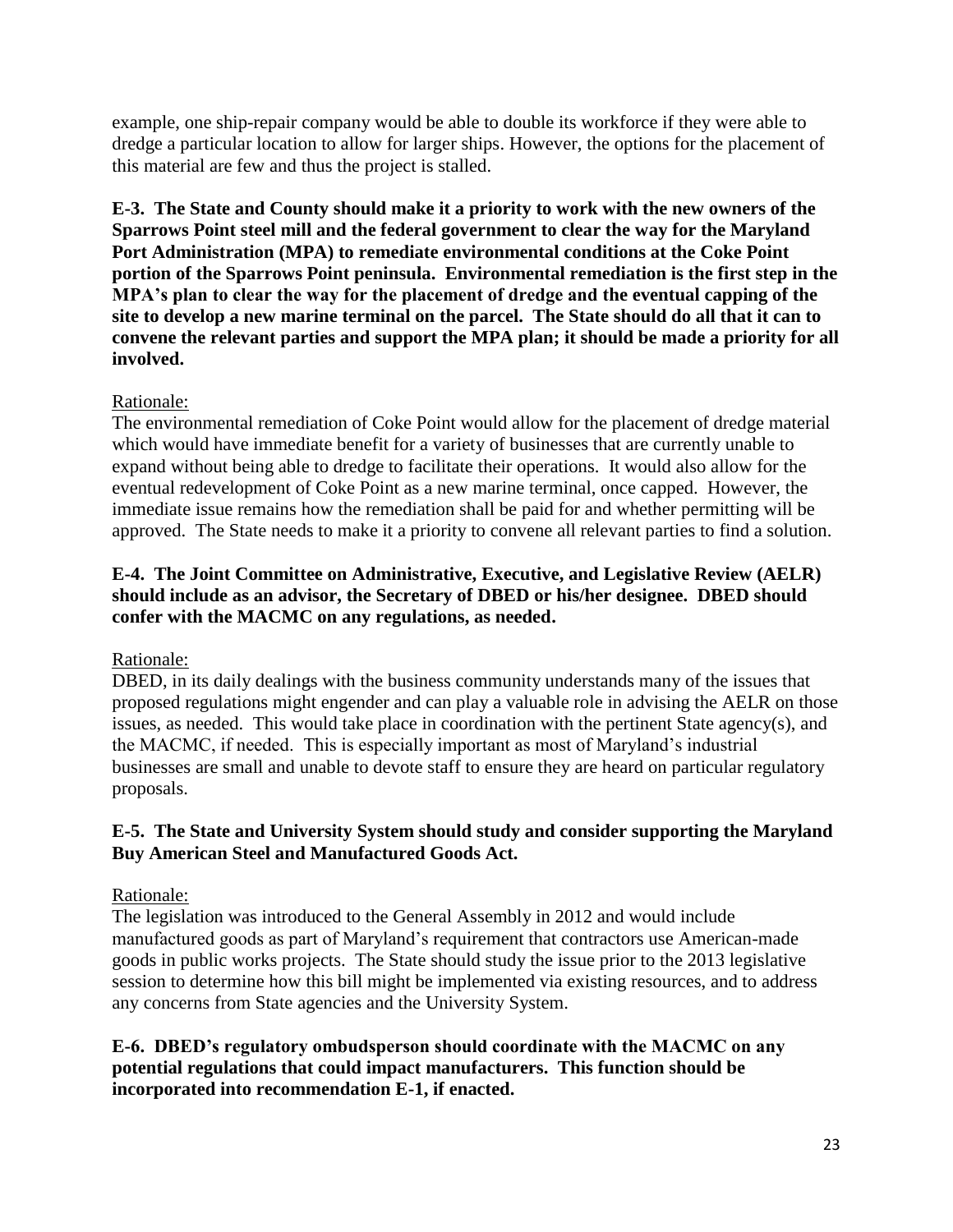example, one ship-repair company would be able to double its workforce if they were able to dredge a particular location to allow for larger ships. However, the options for the placement of this material are few and thus the project is stalled.

**E-3. The State and County should make it a priority to work with the new owners of the Sparrows Point steel mill and the federal government to clear the way for the Maryland Port Administration (MPA) to remediate environmental conditions at the Coke Point portion of the Sparrows Point peninsula. Environmental remediation is the first step in the MPA's plan to clear the way for the placement of dredge and the eventual capping of the site to develop a new marine terminal on the parcel. The State should do all that it can to convene the relevant parties and support the MPA plan; it should be made a priority for all involved.**

Rationale:

The environmental remediation of Coke Point would allow for the placement of dredge material which would have immediate benefit for a variety of businesses that are currently unable to expand without being able to dredge to facilitate their operations. It would also allow for the eventual redevelopment of Coke Point as a new marine terminal, once capped. However, the immediate issue remains how the remediation shall be paid for and whether permitting will be approved. The State needs to make it a priority to convene all relevant parties to find a solution.

**E-4. The Joint Committee on Administrative, Executive, and Legislative Review (AELR) should include as an advisor, the Secretary of DBED or his/her designee. DBED should confer with the MACMC on any regulations, as needed.**

Rationale:

DBED, in its daily dealings with the business community understands many of the issues that proposed regulations might engender and can play a valuable role in advising the AELR on those issues, as needed. This would take place in coordination with the pertinent State agency(s), and the MACMC, if needed. This is especially important as most of Maryland's industrial businesses are small and unable to devote staff to ensure they are heard on particular regulatory proposals.

**E-5. The State and University System should study and consider supporting the Maryland Buy American Steel and Manufactured Goods Act.**

Rationale:

The legislation was introduced to the General Assembly in 2012 and would include manufactured goods as part of Maryland's requirement that contractors use American-made goods in public works projects. The State should study the issue prior to the 2013 legislative session to determine how this bill might be implemented via existing resources, and to address any concerns from State agencies and the University System.

**E-6. DBED's regulatory ombudsperson should coordinate with the MACMC on any potential regulations that could impact manufacturers. This function should be incorporated into recommendation E-1, if enacted.**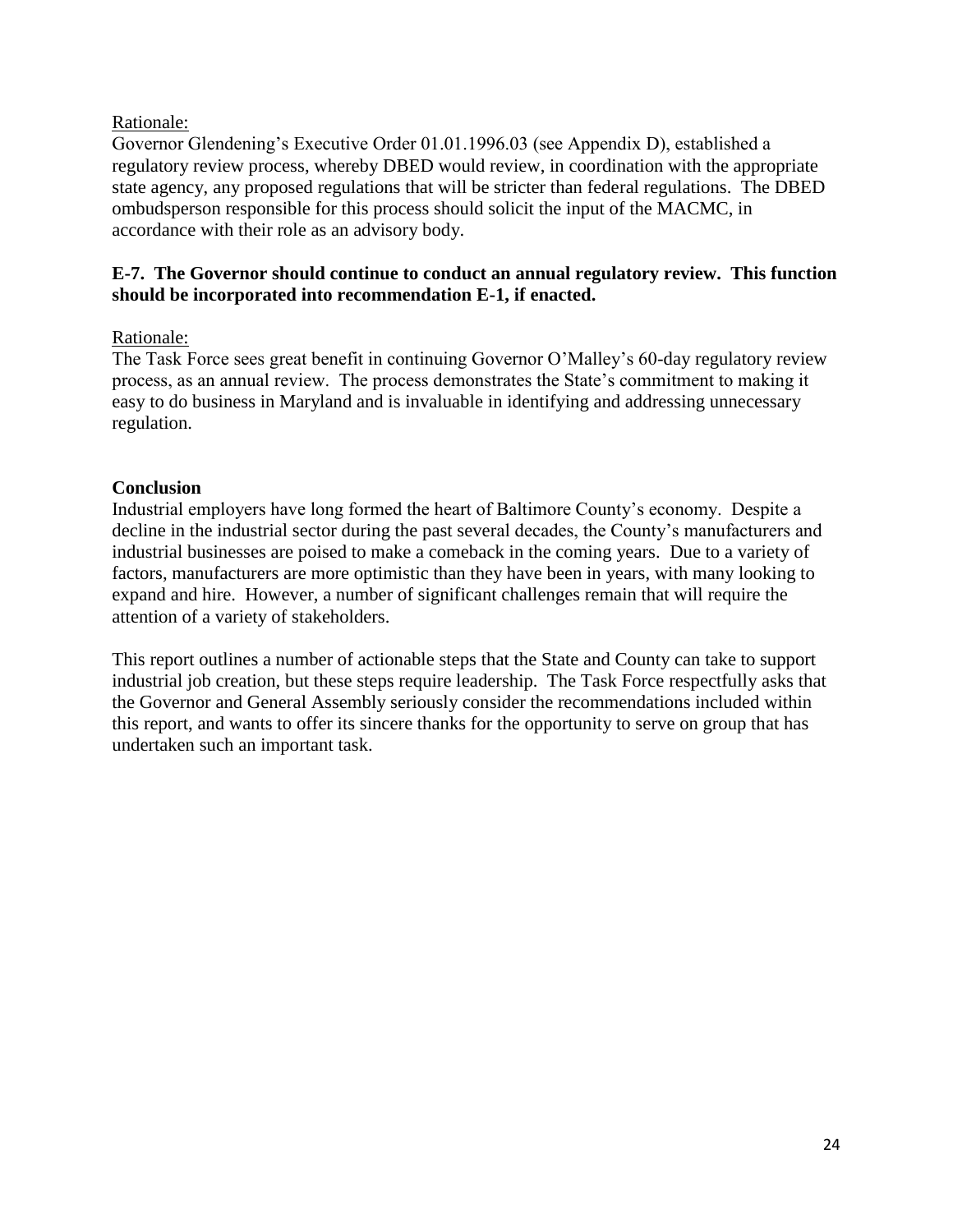Rationale:

Governor Glendening's Executive Order 01.01.1996.03 (see Appendix D), established a regulatory review process, whereby DBED would review, in coordination with the appropriate state agency, any proposed regulations that will be stricter than federal regulations. The DBED ombudsperson responsible for this process should solicit the input of the MACMC, in accordance with their role as an advisory body.

**E-7. The Governor should continue to conduct an annual regulatory review. This function should be incorporated into recommendation E-1, if enacted.**

Rationale:

The Task Force sees great benefit in continuing Governor O'Malley's 60-day regulatory review process, as an annual review. The process demonstrates the State's commitment to making it easy to do business in Maryland and is invaluable in identifying and addressing unnecessary regulation.

**Conclusion**

Industrial employers have long formed the heart of Baltimore County's economy. Despite a decline in the industrial sector during the past several decades, the County's manufacturers and industrial businesses are poised to make a comeback in the coming years. Due to a variety of factors, manufacturers are more optimistic than they have been in years, with many looking to expand and hire. However, a number of significant challenges remain that will require the attention of a variety of stakeholders.

This report outlines a number of actionable steps that the State and County can take to support industrial job creation, but these steps require leadership. The Task Force respectfully asks that the Governor and General Assembly seriously consider the recommendations included within this report, and wants to offer its sincere thanks for the opportunity to serve on group that has undertaken such an important task.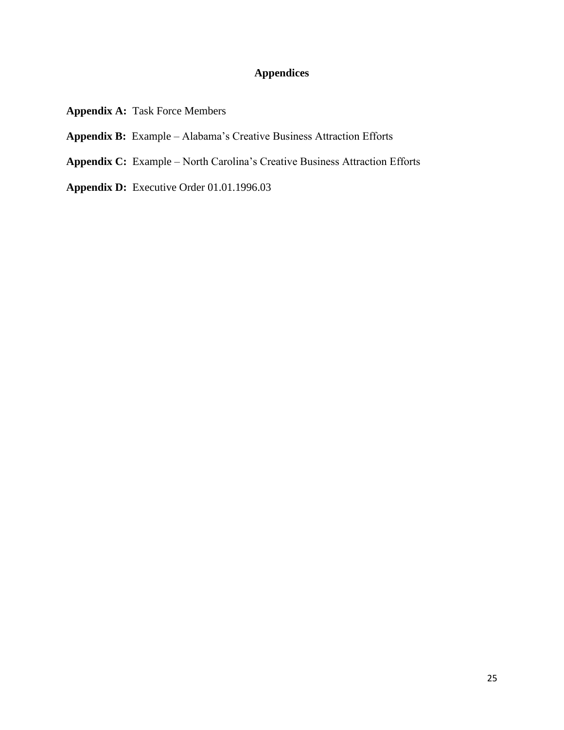# Appendices

**Appendix A:** Task Force Members

**Appendix B:** Example – Alabama's Creative Business Attraction Efforts

**Appendix C:** Example – North Carolina's Creative Business Attraction Efforts

**Appendix D:** Executive Order 01.01.1996.03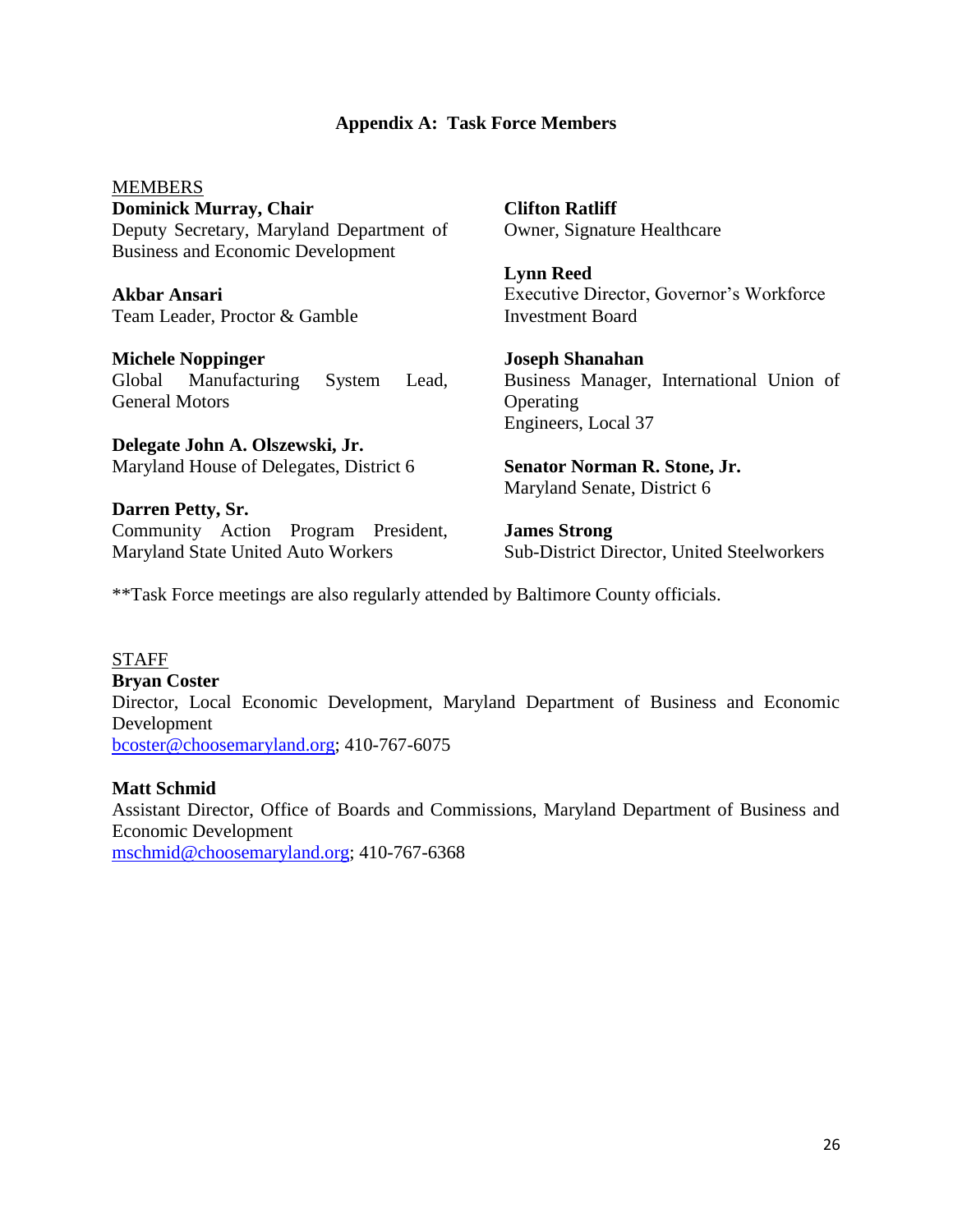## Appendix A: Task Force Members

MEMBERS

**Dominick Murray, Chair**
Deputy Secretary, Maryland Department of Business and Economic Development

**Akbar Ansari**
Team Leader, Proctor & Gamble

**Michele Noppinger**
Global Manufacturing System Lead, General Motors

**Delegate John A. Olszewski, Jr.**
Maryland House of Delegates, District 6

**Darren Petty, Sr.**
Community Action Program President, Maryland State United Auto Workers

**Clifton Ratliff**
Owner, Signature Healthcare

**Lynn Reed**
Executive Director, Governor's Workforce Investment Board

**Joseph Shanahan**
Business Manager, International Union of Operating
Engineers, Local 37

**Senator Norman R. Stone, Jr.**
Maryland Senate, District 6

**James Strong**
Sub-District Director, United Steelworkers

**Task Force meetings are also regularly attended by Baltimore County officials.

STAFF

**Bryan Coster**
Director, Local Economic Development, Maryland Department of Business and Economic Development
bcoster@choosemaryland.org; 410-767-6075

**Matt Schmid**
Assistant Director, Office of Boards and Commissions, Maryland Department of Business and Economic Development
mschmid@choosemaryland.org; 410-767-6368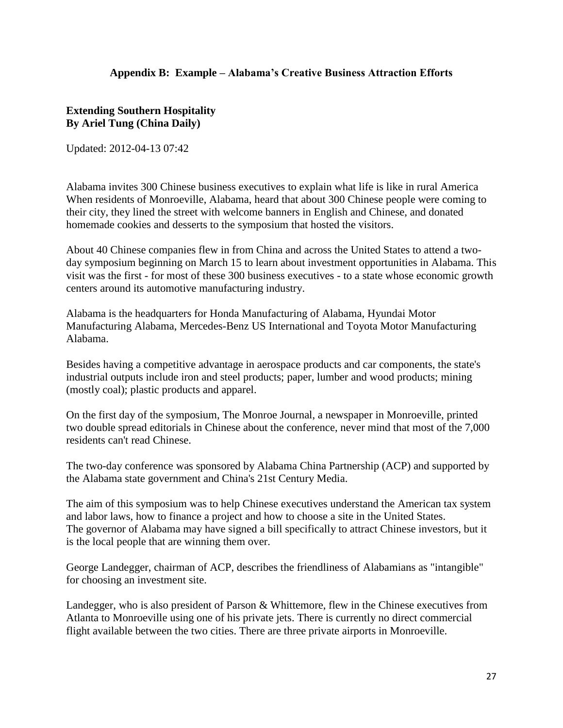## Appendix B: Example – Alabama's Creative Business Attraction Efforts

**Extending Southern Hospitality**
**By Ariel Tung (China Daily)**

Updated: 2012-04-13 07:42

Alabama invites 300 Chinese business executives to explain what life is like in rural America When residents of Monroeville, Alabama, heard that about 300 Chinese people were coming to their city, they lined the street with welcome banners in English and Chinese, and donated homemade cookies and desserts to the symposium that hosted the visitors.

About 40 Chinese companies flew in from China and across the United States to attend a two-day symposium beginning on March 15 to learn about investment opportunities in Alabama. This visit was the first - for most of these 300 business executives - to a state whose economic growth centers around its automotive manufacturing industry.

Alabama is the headquarters for Honda Manufacturing of Alabama, Hyundai Motor Manufacturing Alabama, Mercedes-Benz US International and Toyota Motor Manufacturing Alabama.

Besides having a competitive advantage in aerospace products and car components, the state's industrial outputs include iron and steel products; paper, lumber and wood products; mining (mostly coal); plastic products and apparel.

On the first day of the symposium, The Monroe Journal, a newspaper in Monroeville, printed two double spread editorials in Chinese about the conference, never mind that most of the 7,000 residents can't read Chinese.

The two-day conference was sponsored by Alabama China Partnership (ACP) and supported by the Alabama state government and China's 21st Century Media.

The aim of this symposium was to help Chinese executives understand the American tax system and labor laws, how to finance a project and how to choose a site in the United States. The governor of Alabama may have signed a bill specifically to attract Chinese investors, but it is the local people that are winning them over.

George Landegger, chairman of ACP, describes the friendliness of Alabamians as "intangible" for choosing an investment site.

Landegger, who is also president of Parson & Whittemore, flew in the Chinese executives from Atlanta to Monroeville using one of his private jets. There is currently no direct commercial flight available between the two cities. There are three private airports in Monroeville.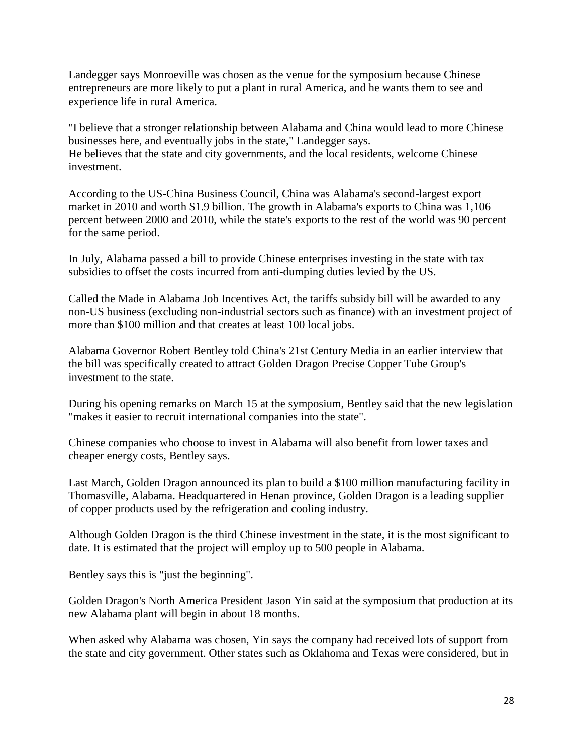Landegger says Monroeville was chosen as the venue for the symposium because Chinese entrepreneurs are more likely to put a plant in rural America, and he wants them to see and experience life in rural America.

"I believe that a stronger relationship between Alabama and China would lead to more Chinese businesses here, and eventually jobs in the state," Landegger says.
He believes that the state and city governments, and the local residents, welcome Chinese investment.

According to the US-China Business Council, China was Alabama's second-largest export market in 2010 and worth $1.9 billion. The growth in Alabama's exports to China was 1,106 percent between 2000 and 2010, while the state's exports to the rest of the world was 90 percent for the same period.

In July, Alabama passed a bill to provide Chinese enterprises investing in the state with tax subsidies to offset the costs incurred from anti-dumping duties levied by the US.

Called the Made in Alabama Job Incentives Act, the tariffs subsidy bill will be awarded to any non-US business (excluding non-industrial sectors such as finance) with an investment project of more than $100 million and that creates at least 100 local jobs.

Alabama Governor Robert Bentley told China's 21st Century Media in an earlier interview that the bill was specifically created to attract Golden Dragon Precise Copper Tube Group's investment to the state.

During his opening remarks on March 15 at the symposium, Bentley said that the new legislation "makes it easier to recruit international companies into the state".

Chinese companies who choose to invest in Alabama will also benefit from lower taxes and cheaper energy costs, Bentley says.

Last March, Golden Dragon announced its plan to build a $100 million manufacturing facility in Thomasville, Alabama. Headquartered in Henan province, Golden Dragon is a leading supplier of copper products used by the refrigeration and cooling industry.

Although Golden Dragon is the third Chinese investment in the state, it is the most significant to date. It is estimated that the project will employ up to 500 people in Alabama.

Bentley says this is "just the beginning".

Golden Dragon's North America President Jason Yin said at the symposium that production at its new Alabama plant will begin in about 18 months.

When asked why Alabama was chosen, Yin says the company had received lots of support from the state and city government. Other states such as Oklahoma and Texas were considered, but in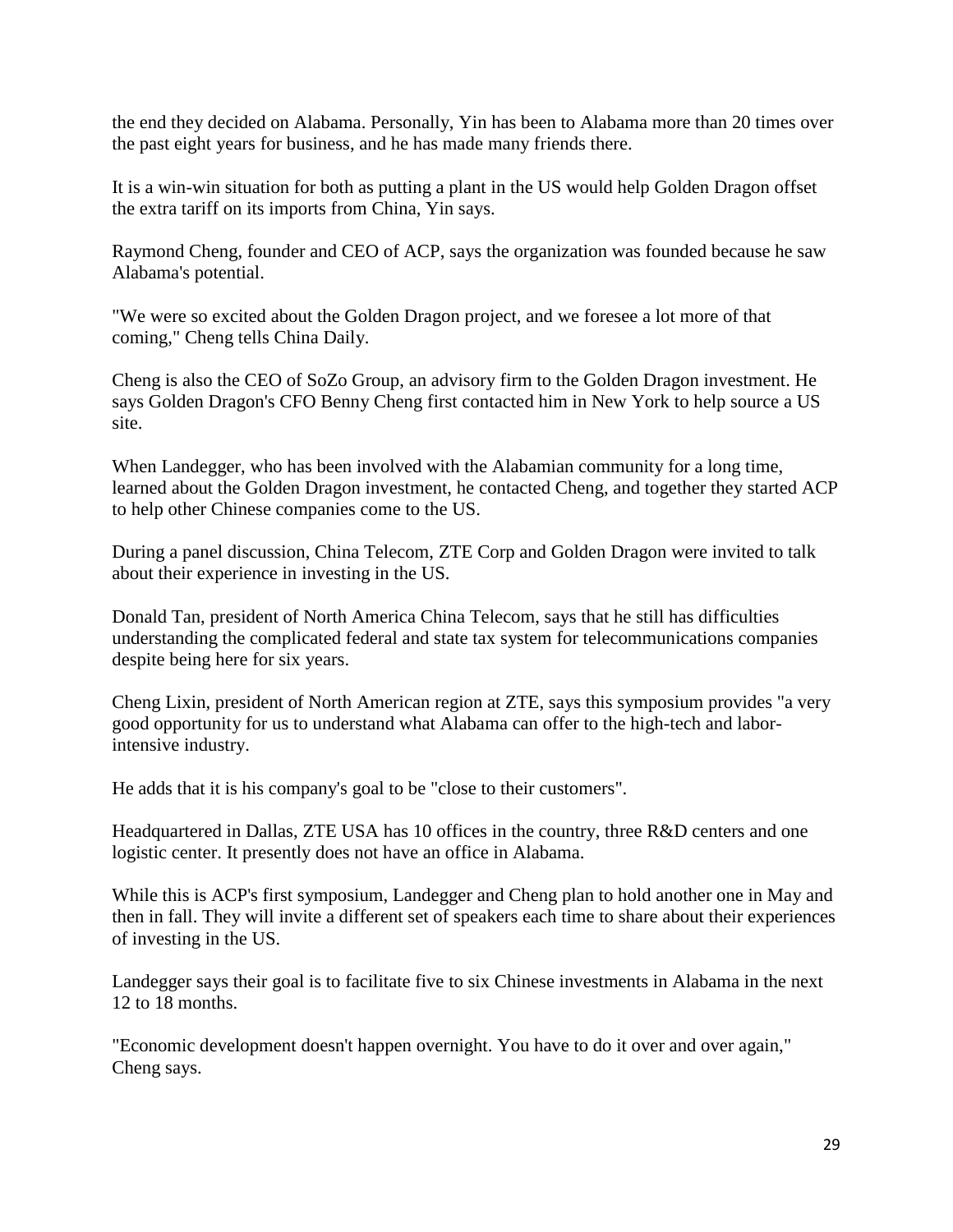the end they decided on Alabama. Personally, Yin has been to Alabama more than 20 times over the past eight years for business, and he has made many friends there.

It is a win-win situation for both as putting a plant in the US would help Golden Dragon offset the extra tariff on its imports from China, Yin says.

Raymond Cheng, founder and CEO of ACP, says the organization was founded because he saw Alabama's potential.

"We were so excited about the Golden Dragon project, and we foresee a lot more of that coming," Cheng tells China Daily.

Cheng is also the CEO of SoZo Group, an advisory firm to the Golden Dragon investment. He says Golden Dragon's CFO Benny Cheng first contacted him in New York to help source a US site.

When Landegger, who has been involved with the Alabamian community for a long time, learned about the Golden Dragon investment, he contacted Cheng, and together they started ACP to help other Chinese companies come to the US.

During a panel discussion, China Telecom, ZTE Corp and Golden Dragon were invited to talk about their experience in investing in the US.

Donald Tan, president of North America China Telecom, says that he still has difficulties understanding the complicated federal and state tax system for telecommunications companies despite being here for six years.

Cheng Lixin, president of North American region at ZTE, says this symposium provides "a very good opportunity for us to understand what Alabama can offer to the high-tech and labor-intensive industry.

He adds that it is his company's goal to be "close to their customers".

Headquartered in Dallas, ZTE USA has 10 offices in the country, three R&D centers and one logistic center. It presently does not have an office in Alabama.

While this is ACP's first symposium, Landegger and Cheng plan to hold another one in May and then in fall. They will invite a different set of speakers each time to share about their experiences of investing in the US.

Landegger says their goal is to facilitate five to six Chinese investments in Alabama in the next 12 to 18 months.

"Economic development doesn't happen overnight. You have to do it over and over again," Cheng says.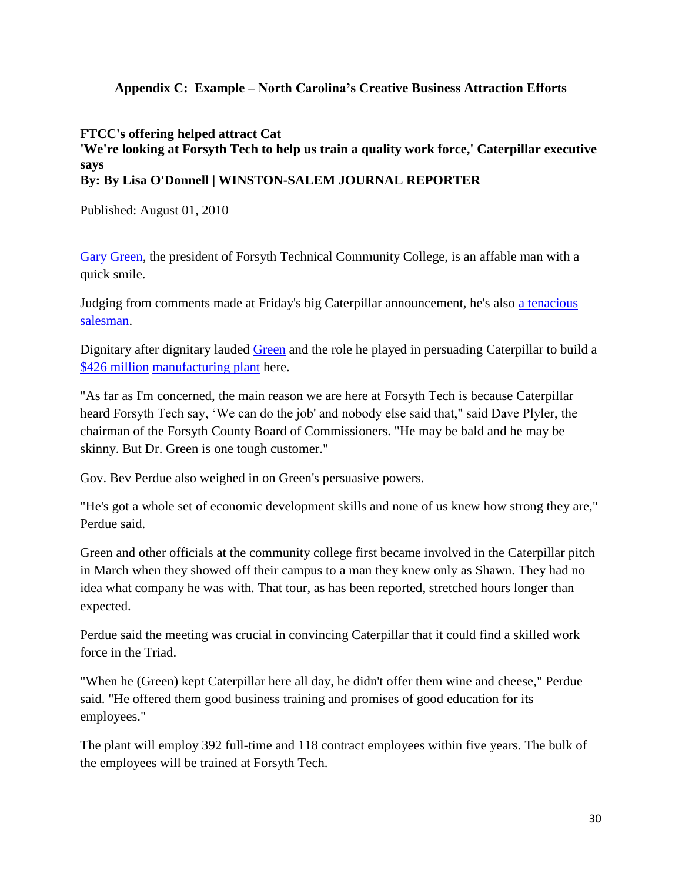## Appendix C: Example – North Carolina's Creative Business Attraction Efforts

**FTCC's offering helped attract Cat**
**'We're looking at Forsyth Tech to help us train a quality work force,' Caterpillar executive says**
**By: By Lisa O'Donnell | WINSTON-SALEM JOURNAL REPORTER**

Published: August 01, 2010

Gary Green, the president of Forsyth Technical Community College, is an affable man with a quick smile.

Judging from comments made at Friday's big Caterpillar announcement, he's also a tenacious salesman.

Dignitary after dignitary lauded Green and the role he played in persuading Caterpillar to build a $426 million manufacturing plant here.

"As far as I'm concerned, the main reason we are here at Forsyth Tech is because Caterpillar heard Forsyth Tech say, 'We can do the job' and nobody else said that," said Dave Plyler, the chairman of the Forsyth County Board of Commissioners. "He may be bald and he may be skinny. But Dr. Green is one tough customer."

Gov. Bev Perdue also weighed in on Green's persuasive powers.

"He's got a whole set of economic development skills and none of us knew how strong they are," Perdue said.

Green and other officials at the community college first became involved in the Caterpillar pitch in March when they showed off their campus to a man they knew only as Shawn. They had no idea what company he was with. That tour, as has been reported, stretched hours longer than expected.

Perdue said the meeting was crucial in convincing Caterpillar that it could find a skilled work force in the Triad.

"When he (Green) kept Caterpillar here all day, he didn't offer them wine and cheese," Perdue said. "He offered them good business training and promises of good education for its employees."

The plant will employ 392 full-time and 118 contract employees within five years. The bulk of the employees will be trained at Forsyth Tech.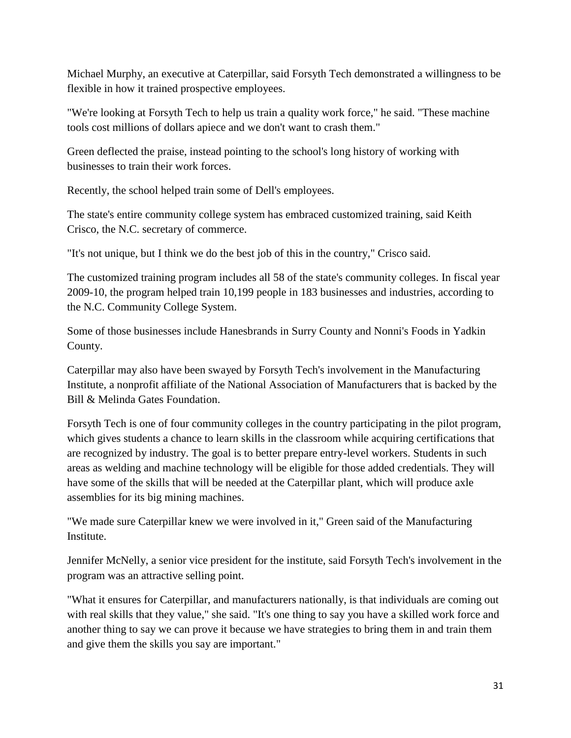Michael Murphy, an executive at Caterpillar, said Forsyth Tech demonstrated a willingness to be flexible in how it trained prospective employees.

"We're looking at Forsyth Tech to help us train a quality work force," he said. "These machine tools cost millions of dollars apiece and we don't want to crash them."

Green deflected the praise, instead pointing to the school's long history of working with businesses to train their work forces.

Recently, the school helped train some of Dell's employees.

The state's entire community college system has embraced customized training, said Keith Crisco, the N.C. secretary of commerce.

"It's not unique, but I think we do the best job of this in the country," Crisco said.

The customized training program includes all 58 of the state's community colleges. In fiscal year 2009-10, the program helped train 10,199 people in 183 businesses and industries, according to the N.C. Community College System.

Some of those businesses include Hanesbrands in Surry County and Nonni's Foods in Yadkin County.

Caterpillar may also have been swayed by Forsyth Tech's involvement in the Manufacturing Institute, a nonprofit affiliate of the National Association of Manufacturers that is backed by the Bill & Melinda Gates Foundation.

Forsyth Tech is one of four community colleges in the country participating in the pilot program, which gives students a chance to learn skills in the classroom while acquiring certifications that are recognized by industry. The goal is to better prepare entry-level workers. Students in such areas as welding and machine technology will be eligible for those added credentials. They will have some of the skills that will be needed at the Caterpillar plant, which will produce axle assemblies for its big mining machines.

"We made sure Caterpillar knew we were involved in it," Green said of the Manufacturing Institute.

Jennifer McNelly, a senior vice president for the institute, said Forsyth Tech's involvement in the program was an attractive selling point.

"What it ensures for Caterpillar, and manufacturers nationally, is that individuals are coming out with real skills that they value," she said. "It's one thing to say you have a skilled work force and another thing to say we can prove it because we have strategies to bring them in and train them and give them the skills you say are important."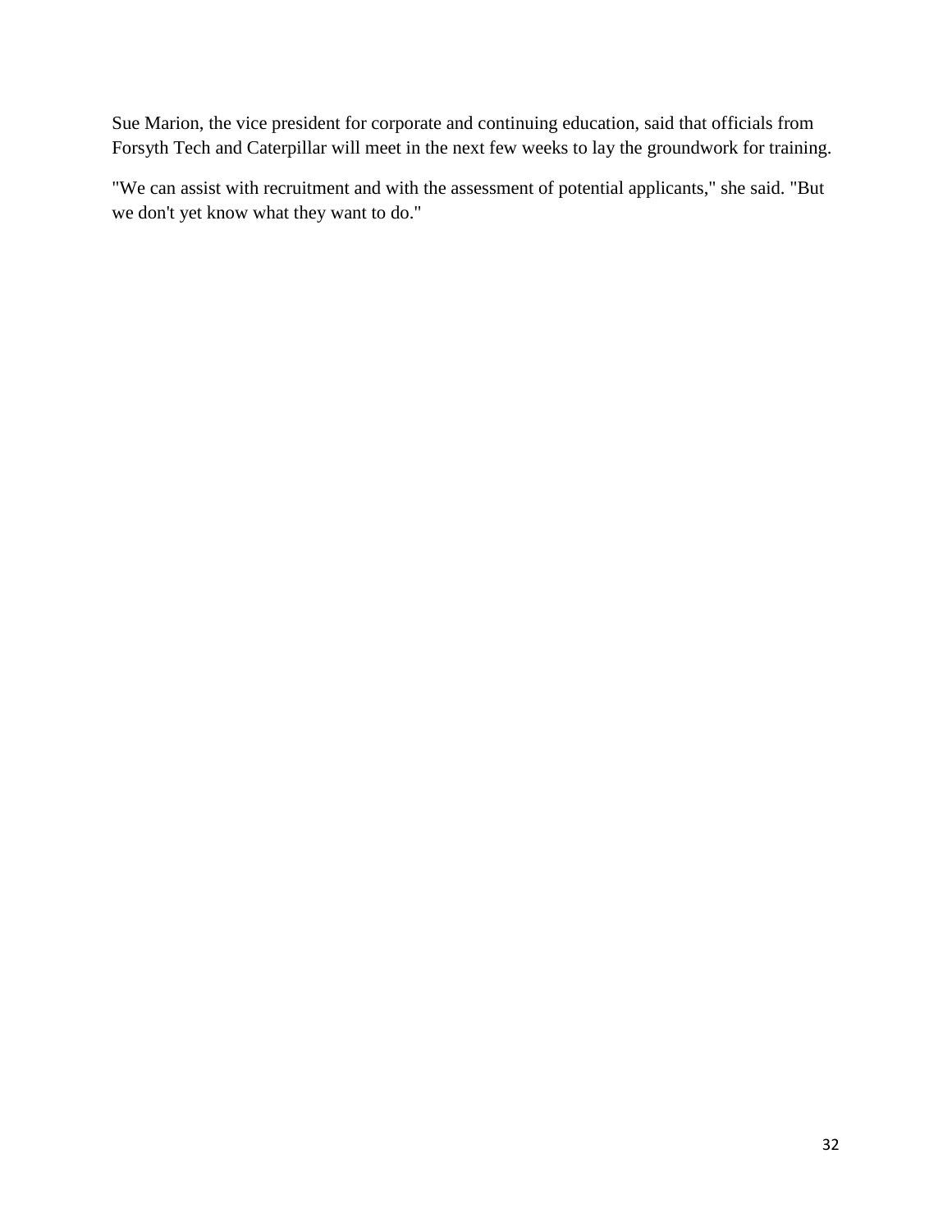Sue Marion, the vice president for corporate and continuing education, said that officials from Forsyth Tech and Caterpillar will meet in the next few weeks to lay the groundwork for training.

"We can assist with recruitment and with the assessment of potential applicants," she said. "But we don't yet know what they want to do."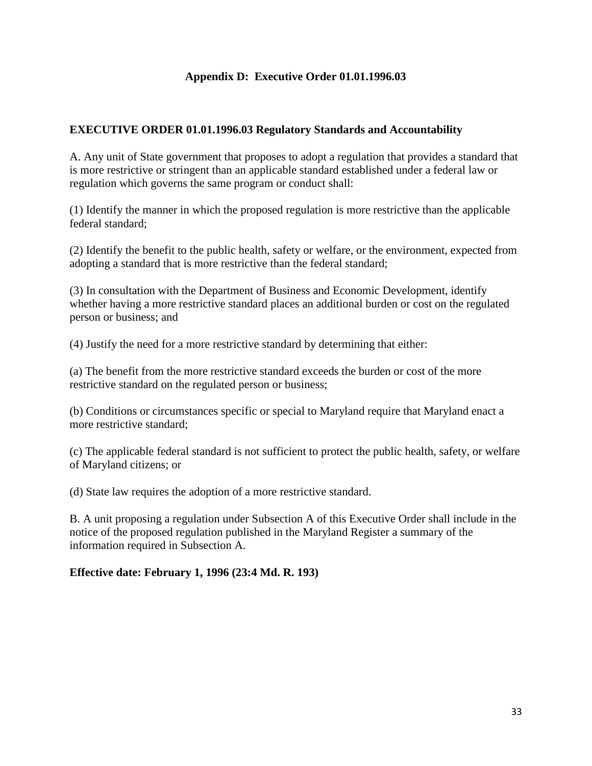## Appendix D: Executive Order 01.01.1996.03

### EXECUTIVE ORDER 01.01.1996.03 Regulatory Standards and Accountability

A. Any unit of State government that proposes to adopt a regulation that provides a standard that is more restrictive or stringent than an applicable standard established under a federal law or regulation which governs the same program or conduct shall:

(1) Identify the manner in which the proposed regulation is more restrictive than the applicable federal standard;

(2) Identify the benefit to the public health, safety or welfare, or the environment, expected from adopting a standard that is more restrictive than the federal standard;

(3) In consultation with the Department of Business and Economic Development, identify whether having a more restrictive standard places an additional burden or cost on the regulated person or business; and

(4) Justify the need for a more restrictive standard by determining that either:

(a) The benefit from the more restrictive standard exceeds the burden or cost of the more restrictive standard on the regulated person or business;

(b) Conditions or circumstances specific or special to Maryland require that Maryland enact a more restrictive standard;

(c) The applicable federal standard is not sufficient to protect the public health, safety, or welfare of Maryland citizens; or

(d) State law requires the adoption of a more restrictive standard.

B. A unit proposing a regulation under Subsection A of this Executive Order shall include in the notice of the proposed regulation published in the Maryland Register a summary of the information required in Subsection A.

**Effective date: February 1, 1996 (23:4 Md. R. 193)**